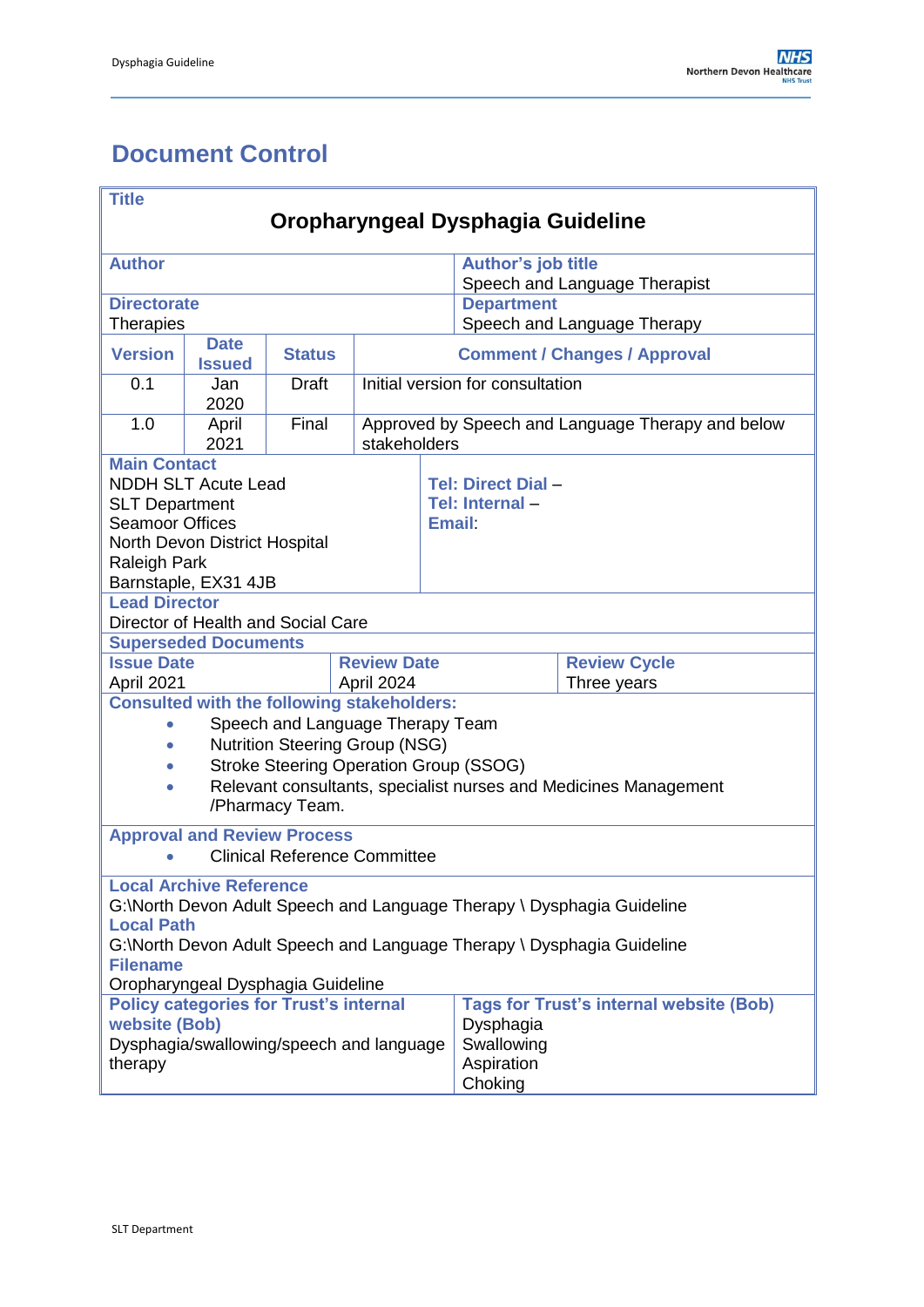# Document Control

| **Title** | | | |
|---|---|---|---|
| **Oropharyngeal Dysphagia Guideline** | | | |
| **Author** | | **Author's job title**<br>Speech and Language Therapist | |
| **Directorate**<br>Therapies | | **Department**<br>Speech and Language Therapy | |

| **Version** | **Date Issued** | **Status** | **Comment / Changes / Approval** |
|---|---|---|---|
| 0.1 | Jan 2020 | Draft | Initial version for consultation |
| 1.0 | April 2021 | Final | Approved by Speech and Language Therapy and below stakeholders |

| **Main Contact** | |
|---|---|
| NDDH SLT Acute Lead<br>SLT Department<br>Seamoor Offices<br>North Devon District Hospital<br>Raleigh Park<br>Barnstaple, EX31 4JB | **Tel: Direct Dial –**<br>**Tel: Internal –**<br>**Email:** |

**Lead Director**
Director of Health and Social Care

**Superseded Documents**

| **Issue Date** | **Review Date** | **Review Cycle** |
|---|---|---|
| April 2021 | April 2024 | Three years |

**Consulted with the following stakeholders:**

- Speech and Language Therapy Team
- Nutrition Steering Group (NSG)
- Stroke Steering Operation Group (SSOG)
- Relevant consultants, specialist nurses and Medicines Management /Pharmacy Team.

**Approval and Review Process**

- Clinical Reference Committee

**Local Archive Reference**
G:\North Devon Adult Speech and Language Therapy \ Dysphagia Guideline

**Local Path**
G:\North Devon Adult Speech and Language Therapy \ Dysphagia Guideline

**Filename**
Oropharyngeal Dysphagia Guideline

| **Policy categories for Trust's internal website (Bob)** | **Tags for Trust's internal website (Bob)** |
|---|---|
| Dysphagia/swallowing/speech and language therapy | Dysphagia<br>Swallowing<br>Aspiration<br>Choking |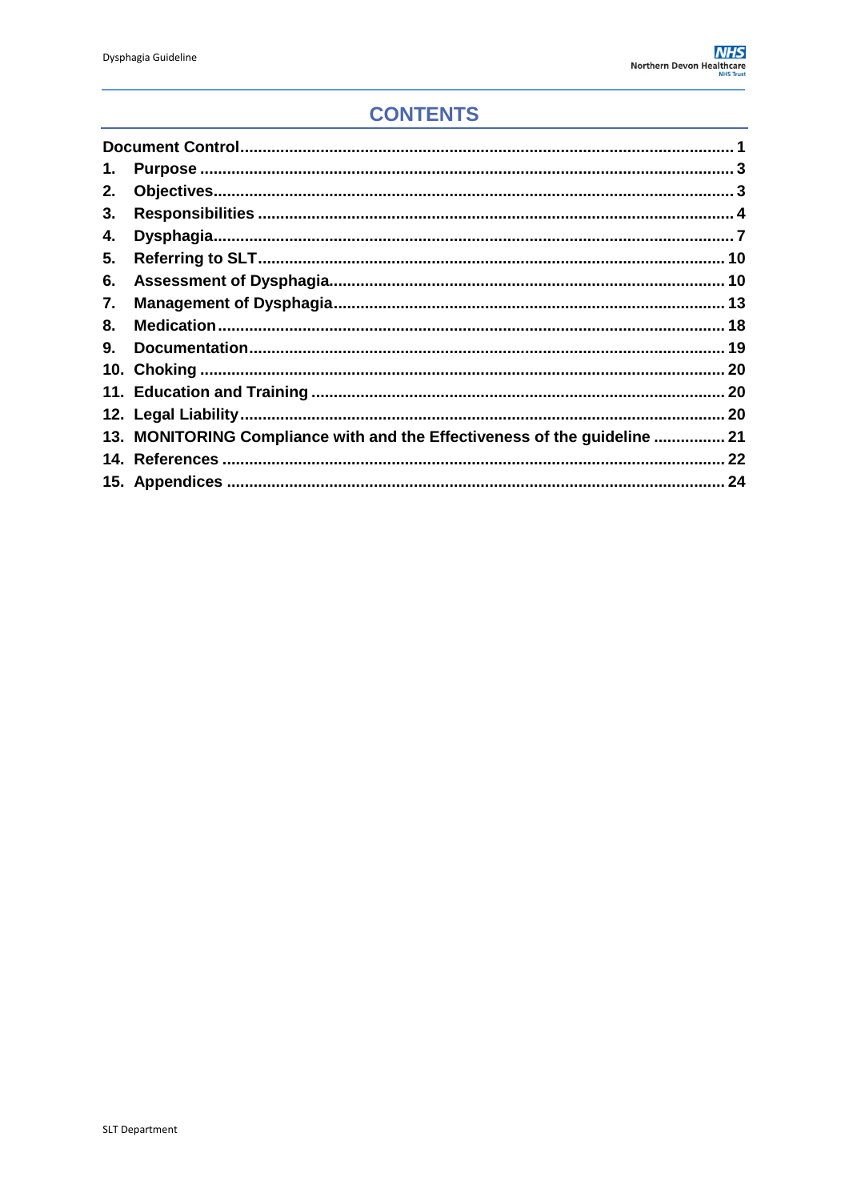# CONTENTS

| | | |
|---|---|---|
| Document Control | | 1 |
| 1. | Purpose | 3 |
| 2. | Objectives | 3 |
| 3. | Responsibilities | 4 |
| 4. | Dysphagia | 7 |
| 5. | Referring to SLT | 10 |
| 6. | Assessment of Dysphagia | 10 |
| 7. | Management of Dysphagia | 13 |
| 8. | Medication | 18 |
| 9. | Documentation | 19 |
| 10. | Choking | 20 |
| 11. | Education and Training | 20 |
| 12. | Legal Liability | 20 |
| 13. | MONITORING Compliance with and the Effectiveness of the guideline | 21 |
| 14. | References | 22 |
| 15. | Appendices | 24 |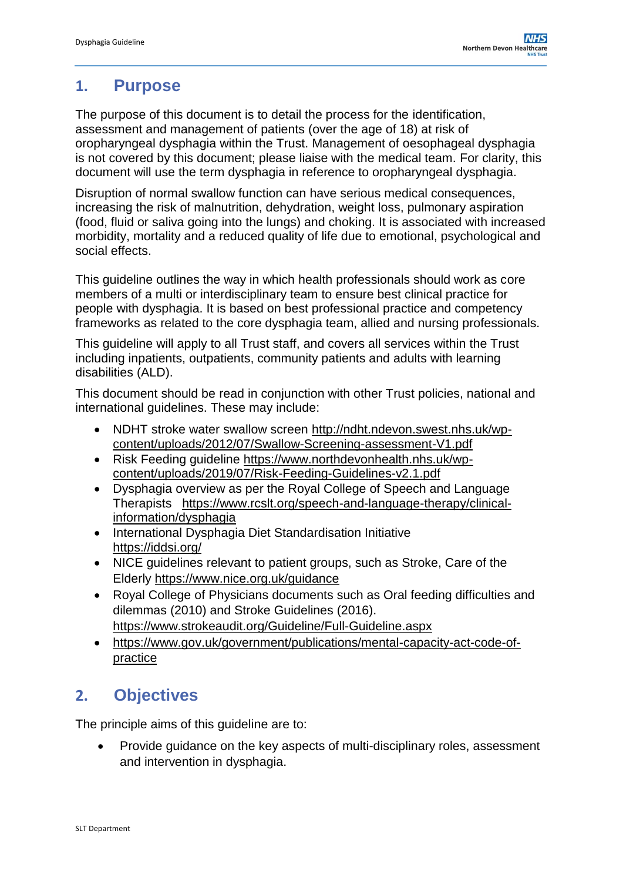## 1. Purpose

The purpose of this document is to detail the process for the identification, assessment and management of patients (over the age of 18) at risk of oropharyngeal dysphagia within the Trust. Management of oesophageal dysphagia is not covered by this document; please liaise with the medical team. For clarity, this document will use the term dysphagia in reference to oropharyngeal dysphagia.

Disruption of normal swallow function can have serious medical consequences, increasing the risk of malnutrition, dehydration, weight loss, pulmonary aspiration (food, fluid or saliva going into the lungs) and choking. It is associated with increased morbidity, mortality and a reduced quality of life due to emotional, psychological and social effects.

This guideline outlines the way in which health professionals should work as core members of a multi or interdisciplinary team to ensure best clinical practice for people with dysphagia. It is based on best professional practice and competency frameworks as related to the core dysphagia team, allied and nursing professionals.

This guideline will apply to all Trust staff, and covers all services within the Trust including inpatients, outpatients, community patients and adults with learning disabilities (ALD).

This document should be read in conjunction with other Trust policies, national and international guidelines. These may include:

- NDHT stroke water swallow screen http://ndht.ndevon.swest.nhs.uk/wp-content/uploads/2012/07/Swallow-Screening-assessment-V1.pdf
- Risk Feeding guideline https://www.northdevonhealth.nhs.uk/wp-content/uploads/2019/07/Risk-Feeding-Guidelines-v2.1.pdf
- Dysphagia overview as per the Royal College of Speech and Language Therapists https://www.rcslt.org/speech-and-language-therapy/clinical-information/dysphagia
- International Dysphagia Diet Standardisation Initiative https://iddsi.org/
- NICE guidelines relevant to patient groups, such as Stroke, Care of the Elderly https://www.nice.org.uk/guidance
- Royal College of Physicians documents such as Oral feeding difficulties and dilemmas (2010) and Stroke Guidelines (2016). https://www.strokeaudit.org/Guideline/Full-Guideline.aspx
- https://www.gov.uk/government/publications/mental-capacity-act-code-of-practice

## 2. Objectives

The principle aims of this guideline are to:

- Provide guidance on the key aspects of multi-disciplinary roles, assessment and intervention in dysphagia.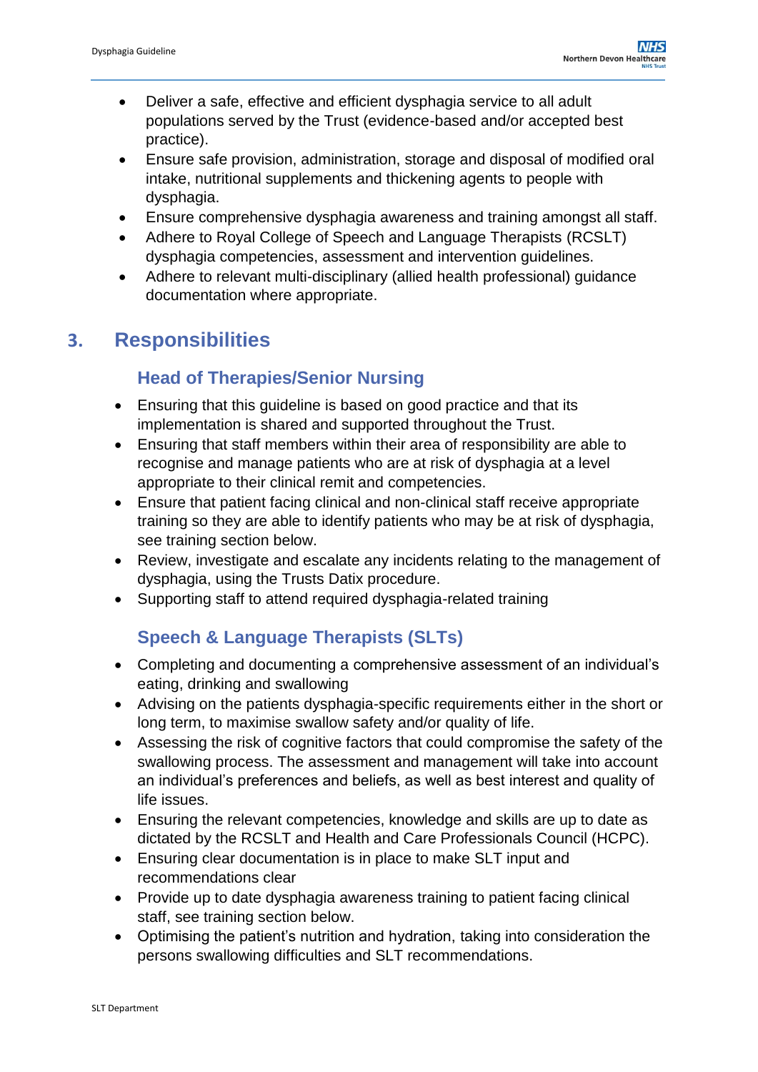- Deliver a safe, effective and efficient dysphagia service to all adult populations served by the Trust (evidence-based and/or accepted best practice).
- Ensure safe provision, administration, storage and disposal of modified oral intake, nutritional supplements and thickening agents to people with dysphagia.
- Ensure comprehensive dysphagia awareness and training amongst all staff.
- Adhere to Royal College of Speech and Language Therapists (RCSLT) dysphagia competencies, assessment and intervention guidelines.
- Adhere to relevant multi-disciplinary (allied health professional) guidance documentation where appropriate.

## 3. Responsibilities

### Head of Therapies/Senior Nursing

- Ensuring that this guideline is based on good practice and that its implementation is shared and supported throughout the Trust.
- Ensuring that staff members within their area of responsibility are able to recognise and manage patients who are at risk of dysphagia at a level appropriate to their clinical remit and competencies.
- Ensure that patient facing clinical and non-clinical staff receive appropriate training so they are able to identify patients who may be at risk of dysphagia, see training section below.
- Review, investigate and escalate any incidents relating to the management of dysphagia, using the Trusts Datix procedure.
- Supporting staff to attend required dysphagia-related training

### Speech & Language Therapists (SLTs)

- Completing and documenting a comprehensive assessment of an individual's eating, drinking and swallowing
- Advising on the patients dysphagia-specific requirements either in the short or long term, to maximise swallow safety and/or quality of life.
- Assessing the risk of cognitive factors that could compromise the safety of the swallowing process. The assessment and management will take into account an individual's preferences and beliefs, as well as best interest and quality of life issues.
- Ensuring the relevant competencies, knowledge and skills are up to date as dictated by the RCSLT and Health and Care Professionals Council (HCPC).
- Ensuring clear documentation is in place to make SLT input and recommendations clear
- Provide up to date dysphagia awareness training to patient facing clinical staff, see training section below.
- Optimising the patient's nutrition and hydration, taking into consideration the persons swallowing difficulties and SLT recommendations.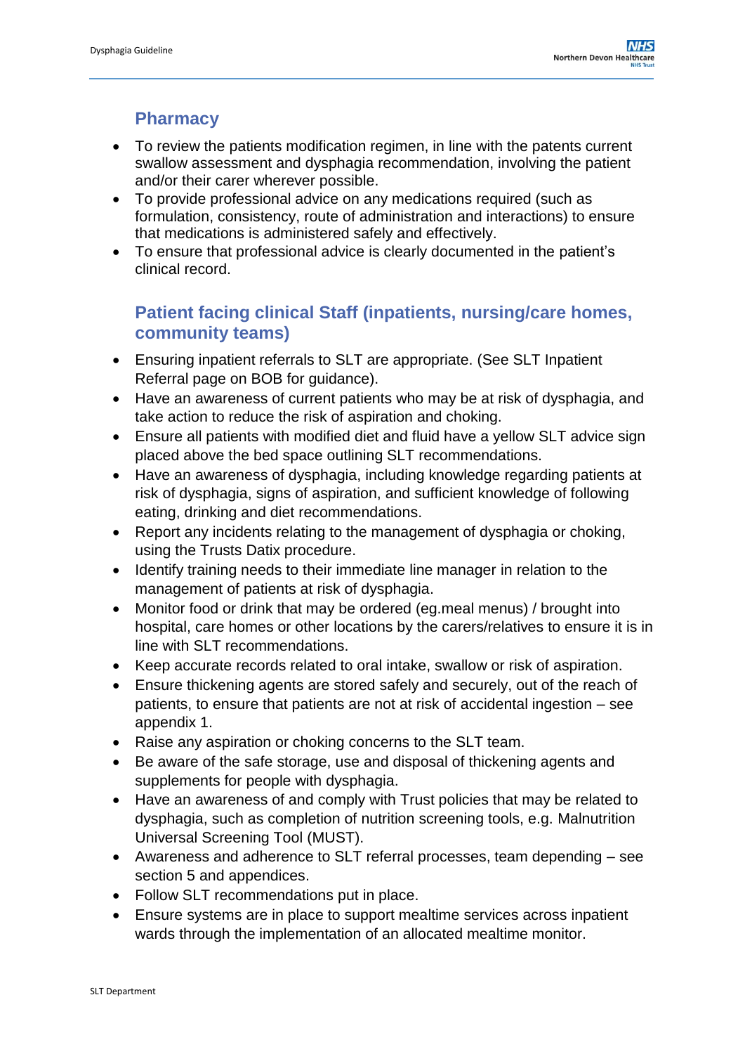## Pharmacy

- To review the patients modification regimen, in line with the patents current swallow assessment and dysphagia recommendation, involving the patient and/or their carer wherever possible.
- To provide professional advice on any medications required (such as formulation, consistency, route of administration and interactions) to ensure that medications is administered safely and effectively.
- To ensure that professional advice is clearly documented in the patient's clinical record.

## Patient facing clinical Staff (inpatients, nursing/care homes, community teams)

- Ensuring inpatient referrals to SLT are appropriate. (See SLT Inpatient Referral page on BOB for guidance).
- Have an awareness of current patients who may be at risk of dysphagia, and take action to reduce the risk of aspiration and choking.
- Ensure all patients with modified diet and fluid have a yellow SLT advice sign placed above the bed space outlining SLT recommendations.
- Have an awareness of dysphagia, including knowledge regarding patients at risk of dysphagia, signs of aspiration, and sufficient knowledge of following eating, drinking and diet recommendations.
- Report any incidents relating to the management of dysphagia or choking, using the Trusts Datix procedure.
- Identify training needs to their immediate line manager in relation to the management of patients at risk of dysphagia.
- Monitor food or drink that may be ordered (eg.meal menus) / brought into hospital, care homes or other locations by the carers/relatives to ensure it is in line with SLT recommendations.
- Keep accurate records related to oral intake, swallow or risk of aspiration.
- Ensure thickening agents are stored safely and securely, out of the reach of patients, to ensure that patients are not at risk of accidental ingestion – see appendix 1.
- Raise any aspiration or choking concerns to the SLT team.
- Be aware of the safe storage, use and disposal of thickening agents and supplements for people with dysphagia.
- Have an awareness of and comply with Trust policies that may be related to dysphagia, such as completion of nutrition screening tools, e.g. Malnutrition Universal Screening Tool (MUST).
- Awareness and adherence to SLT referral processes, team depending – see section 5 and appendices.
- Follow SLT recommendations put in place.
- Ensure systems are in place to support mealtime services across inpatient wards through the implementation of an allocated mealtime monitor.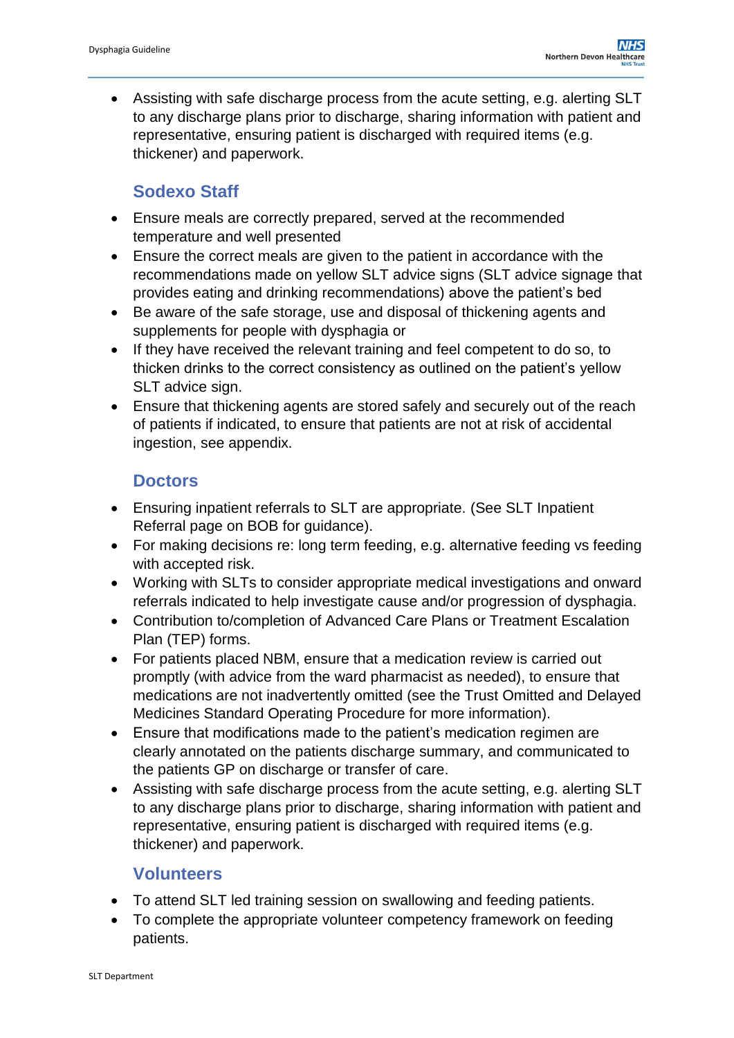- Assisting with safe discharge process from the acute setting, e.g. alerting SLT to any discharge plans prior to discharge, sharing information with patient and representative, ensuring patient is discharged with required items (e.g. thickener) and paperwork.

### Sodexo Staff

- Ensure meals are correctly prepared, served at the recommended temperature and well presented
- Ensure the correct meals are given to the patient in accordance with the recommendations made on yellow SLT advice signs (SLT advice signage that provides eating and drinking recommendations) above the patient's bed
- Be aware of the safe storage, use and disposal of thickening agents and supplements for people with dysphagia or
- If they have received the relevant training and feel competent to do so, to thicken drinks to the correct consistency as outlined on the patient's yellow SLT advice sign.
- Ensure that thickening agents are stored safely and securely out of the reach of patients if indicated, to ensure that patients are not at risk of accidental ingestion, see appendix.

### Doctors

- Ensuring inpatient referrals to SLT are appropriate. (See SLT Inpatient Referral page on BOB for guidance).
- For making decisions re: long term feeding, e.g. alternative feeding vs feeding with accepted risk.
- Working with SLTs to consider appropriate medical investigations and onward referrals indicated to help investigate cause and/or progression of dysphagia.
- Contribution to/completion of Advanced Care Plans or Treatment Escalation Plan (TEP) forms.
- For patients placed NBM, ensure that a medication review is carried out promptly (with advice from the ward pharmacist as needed), to ensure that medications are not inadvertently omitted (see the Trust Omitted and Delayed Medicines Standard Operating Procedure for more information).
- Ensure that modifications made to the patient's medication regimen are clearly annotated on the patients discharge summary, and communicated to the patients GP on discharge or transfer of care.
- Assisting with safe discharge process from the acute setting, e.g. alerting SLT to any discharge plans prior to discharge, sharing information with patient and representative, ensuring patient is discharged with required items (e.g. thickener) and paperwork.

### Volunteers

- To attend SLT led training session on swallowing and feeding patients.
- To complete the appropriate volunteer competency framework on feeding patients.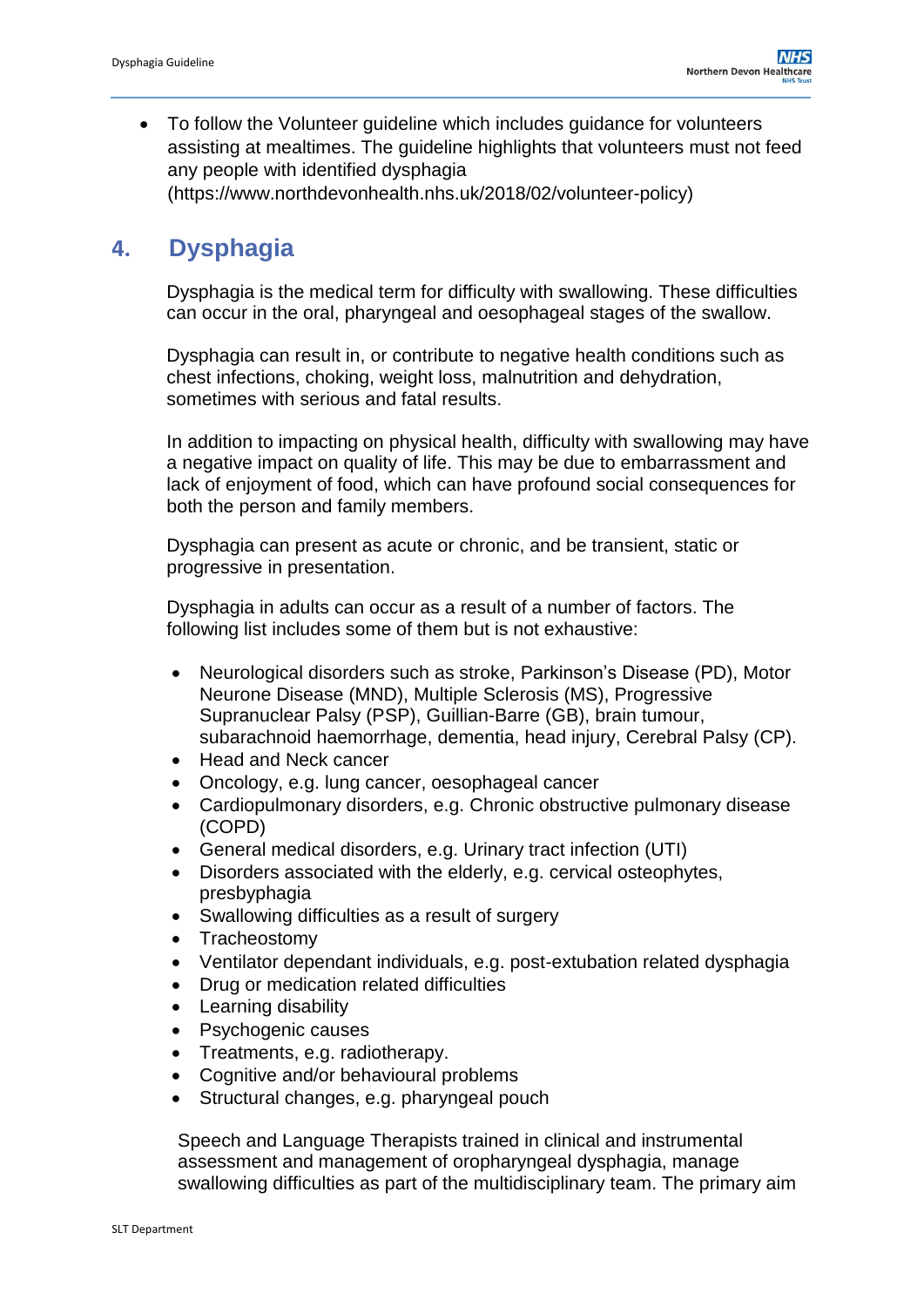- To follow the Volunteer guideline which includes guidance for volunteers assisting at mealtimes. The guideline highlights that volunteers must not feed any people with identified dysphagia (https://www.northdevonhealth.nhs.uk/2018/02/volunteer-policy)

## 4. Dysphagia

Dysphagia is the medical term for difficulty with swallowing. These difficulties can occur in the oral, pharyngeal and oesophageal stages of the swallow.

Dysphagia can result in, or contribute to negative health conditions such as chest infections, choking, weight loss, malnutrition and dehydration, sometimes with serious and fatal results.

In addition to impacting on physical health, difficulty with swallowing may have a negative impact on quality of life. This may be due to embarrassment and lack of enjoyment of food, which can have profound social consequences for both the person and family members.

Dysphagia can present as acute or chronic, and be transient, static or progressive in presentation.

Dysphagia in adults can occur as a result of a number of factors. The following list includes some of them but is not exhaustive:

- Neurological disorders such as stroke, Parkinson's Disease (PD), Motor Neurone Disease (MND), Multiple Sclerosis (MS), Progressive Supranuclear Palsy (PSP), Guillian-Barre (GB), brain tumour, subarachnoid haemorrhage, dementia, head injury, Cerebral Palsy (CP).
- Head and Neck cancer
- Oncology, e.g. lung cancer, oesophageal cancer
- Cardiopulmonary disorders, e.g. Chronic obstructive pulmonary disease (COPD)
- General medical disorders, e.g. Urinary tract infection (UTI)
- Disorders associated with the elderly, e.g. cervical osteophytes, presbyphagia
- Swallowing difficulties as a result of surgery
- Tracheostomy
- Ventilator dependant individuals, e.g. post-extubation related dysphagia
- Drug or medication related difficulties
- Learning disability
- Psychogenic causes
- Treatments, e.g. radiotherapy.
- Cognitive and/or behavioural problems
- Structural changes, e.g. pharyngeal pouch

Speech and Language Therapists trained in clinical and instrumental assessment and management of oropharyngeal dysphagia, manage swallowing difficulties as part of the multidisciplinary team. The primary aim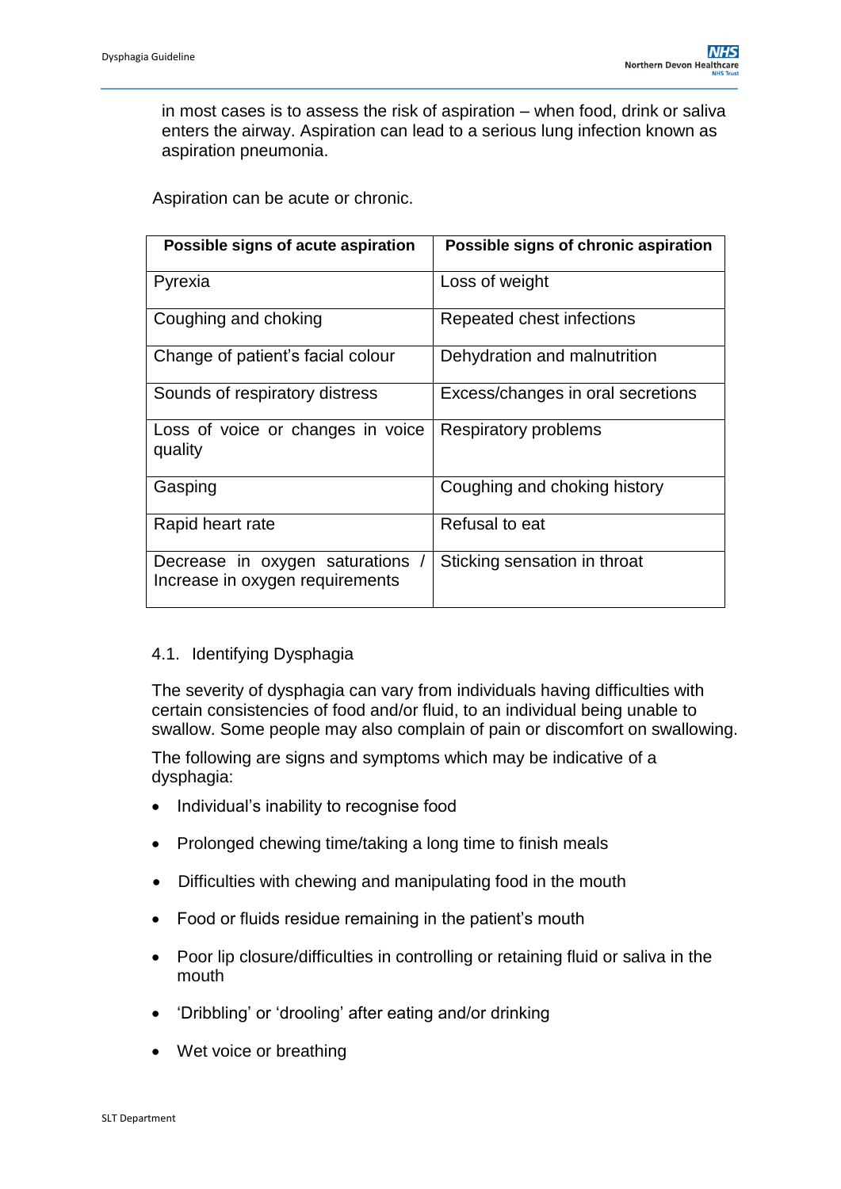in most cases is to assess the risk of aspiration – when food, drink or saliva enters the airway. Aspiration can lead to a serious lung infection known as aspiration pneumonia.

Aspiration can be acute or chronic.

| Possible signs of acute aspiration | Possible signs of chronic aspiration |
|---|---|
| Pyrexia | Loss of weight |
| Coughing and choking | Repeated chest infections |
| Change of patient's facial colour | Dehydration and malnutrition |
| Sounds of respiratory distress | Excess/changes in oral secretions |
| Loss of voice or changes in voice quality | Respiratory problems |
| Gasping | Coughing and choking history |
| Rapid heart rate | Refusal to eat |
| Decrease in oxygen saturations / Increase in oxygen requirements | Sticking sensation in throat |

### 4.1. Identifying Dysphagia

The severity of dysphagia can vary from individuals having difficulties with certain consistencies of food and/or fluid, to an individual being unable to swallow. Some people may also complain of pain or discomfort on swallowing.

The following are signs and symptoms which may be indicative of a dysphagia:

- Individual's inability to recognise food
- Prolonged chewing time/taking a long time to finish meals
- Difficulties with chewing and manipulating food in the mouth
- Food or fluids residue remaining in the patient's mouth
- Poor lip closure/difficulties in controlling or retaining fluid or saliva in the mouth
- 'Dribbling' or 'drooling' after eating and/or drinking
- Wet voice or breathing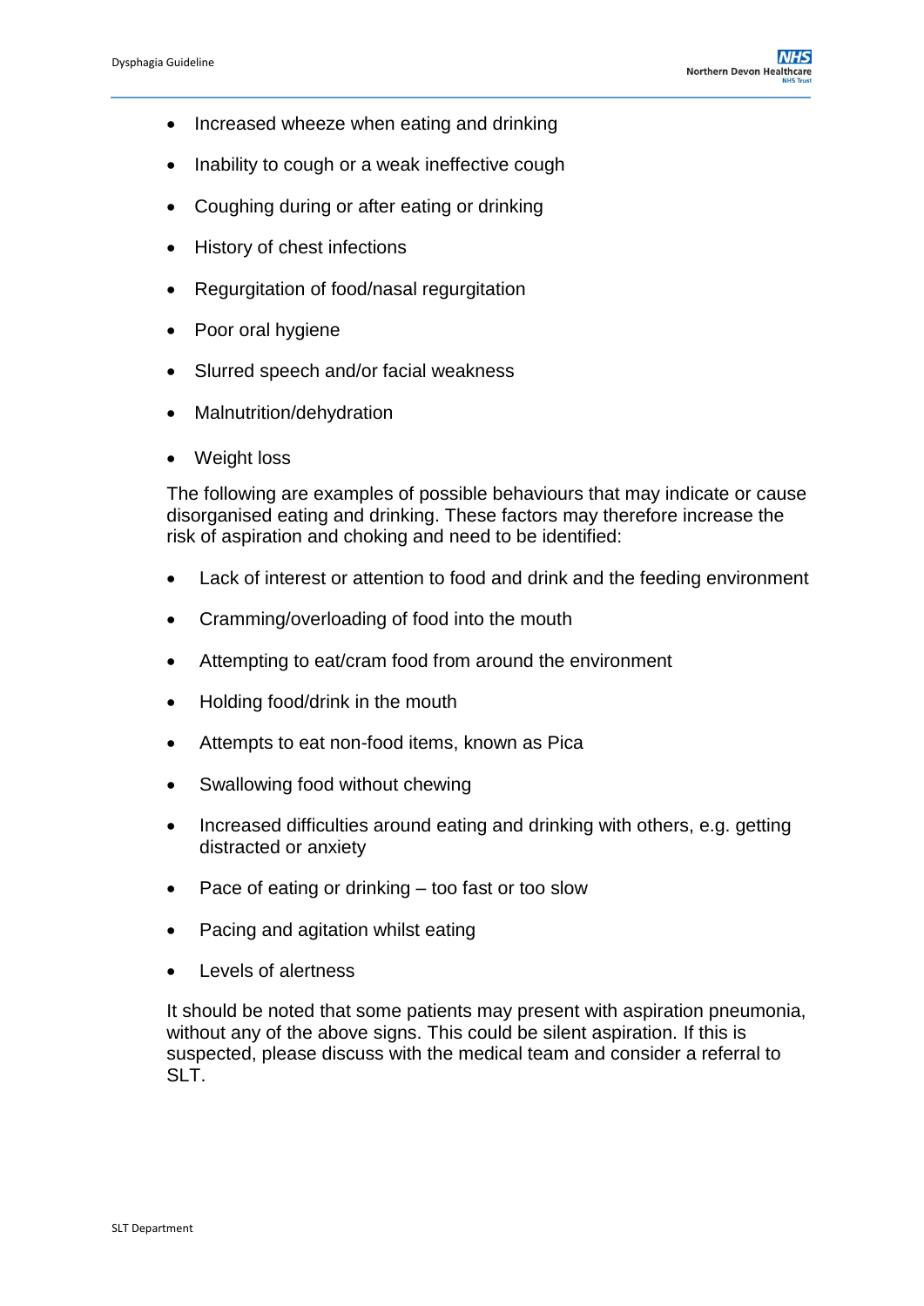- Increased wheeze when eating and drinking
- Inability to cough or a weak ineffective cough
- Coughing during or after eating or drinking
- History of chest infections
- Regurgitation of food/nasal regurgitation
- Poor oral hygiene
- Slurred speech and/or facial weakness
- Malnutrition/dehydration
- Weight loss

The following are examples of possible behaviours that may indicate or cause disorganised eating and drinking. These factors may therefore increase the risk of aspiration and choking and need to be identified:

- Lack of interest or attention to food and drink and the feeding environment
- Cramming/overloading of food into the mouth
- Attempting to eat/cram food from around the environment
- Holding food/drink in the mouth
- Attempts to eat non-food items, known as Pica
- Swallowing food without chewing
- Increased difficulties around eating and drinking with others, e.g. getting distracted or anxiety
- Pace of eating or drinking – too fast or too slow
- Pacing and agitation whilst eating
- Levels of alertness

It should be noted that some patients may present with aspiration pneumonia, without any of the above signs. This could be silent aspiration. If this is suspected, please discuss with the medical team and consider a referral to SLT.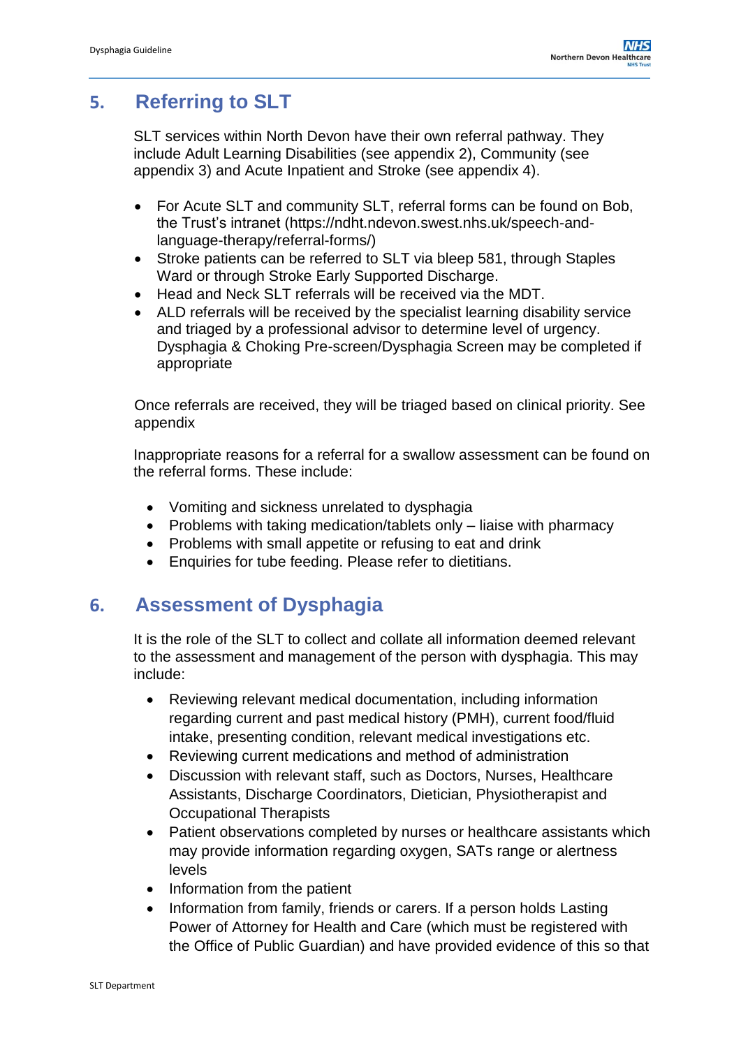## 5. Referring to SLT

SLT services within North Devon have their own referral pathway. They include Adult Learning Disabilities (see appendix 2), Community (see appendix 3) and Acute Inpatient and Stroke (see appendix 4).

- For Acute SLT and community SLT, referral forms can be found on Bob, the Trust's intranet (https://ndht.ndevon.swest.nhs.uk/speech-and-language-therapy/referral-forms/)
- Stroke patients can be referred to SLT via bleep 581, through Staples Ward or through Stroke Early Supported Discharge.
- Head and Neck SLT referrals will be received via the MDT.
- ALD referrals will be received by the specialist learning disability service and triaged by a professional advisor to determine level of urgency. Dysphagia & Choking Pre-screen/Dysphagia Screen may be completed if appropriate

Once referrals are received, they will be triaged based on clinical priority. See appendix

Inappropriate reasons for a referral for a swallow assessment can be found on the referral forms. These include:

- Vomiting and sickness unrelated to dysphagia
- Problems with taking medication/tablets only – liaise with pharmacy
- Problems with small appetite or refusing to eat and drink
- Enquiries for tube feeding. Please refer to dietitians.

## 6. Assessment of Dysphagia

It is the role of the SLT to collect and collate all information deemed relevant to the assessment and management of the person with dysphagia. This may include:

- Reviewing relevant medical documentation, including information regarding current and past medical history (PMH), current food/fluid intake, presenting condition, relevant medical investigations etc.
- Reviewing current medications and method of administration
- Discussion with relevant staff, such as Doctors, Nurses, Healthcare Assistants, Discharge Coordinators, Dietician, Physiotherapist and Occupational Therapists
- Patient observations completed by nurses or healthcare assistants which may provide information regarding oxygen, SATs range or alertness levels
- Information from the patient
- Information from family, friends or carers. If a person holds Lasting Power of Attorney for Health and Care (which must be registered with the Office of Public Guardian) and have provided evidence of this so that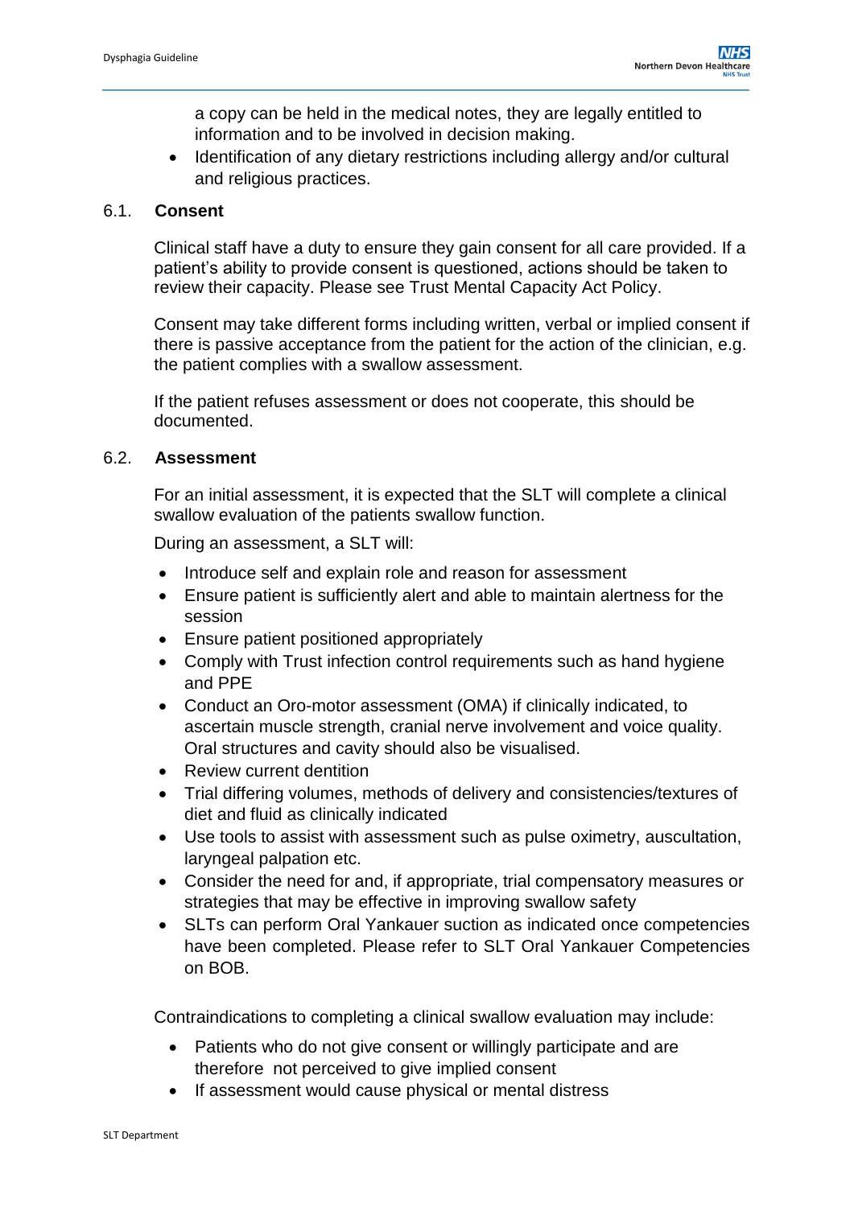a copy can be held in the medical notes, they are legally entitled to information and to be involved in decision making.

- Identification of any dietary restrictions including allergy and/or cultural and religious practices.

### 6.1. Consent

Clinical staff have a duty to ensure they gain consent for all care provided. If a patient's ability to provide consent is questioned, actions should be taken to review their capacity. Please see Trust Mental Capacity Act Policy.

Consent may take different forms including written, verbal or implied consent if there is passive acceptance from the patient for the action of the clinician, e.g. the patient complies with a swallow assessment.

If the patient refuses assessment or does not cooperate, this should be documented.

### 6.2. Assessment

For an initial assessment, it is expected that the SLT will complete a clinical swallow evaluation of the patients swallow function.

During an assessment, a SLT will:

- Introduce self and explain role and reason for assessment
- Ensure patient is sufficiently alert and able to maintain alertness for the session
- Ensure patient positioned appropriately
- Comply with Trust infection control requirements such as hand hygiene and PPE
- Conduct an Oro-motor assessment (OMA) if clinically indicated, to ascertain muscle strength, cranial nerve involvement and voice quality. Oral structures and cavity should also be visualised.
- Review current dentition
- Trial differing volumes, methods of delivery and consistencies/textures of diet and fluid as clinically indicated
- Use tools to assist with assessment such as pulse oximetry, auscultation, laryngeal palpation etc.
- Consider the need for and, if appropriate, trial compensatory measures or strategies that may be effective in improving swallow safety
- SLTs can perform Oral Yankauer suction as indicated once competencies have been completed. Please refer to SLT Oral Yankauer Competencies on BOB.

Contraindications to completing a clinical swallow evaluation may include:

- Patients who do not give consent or willingly participate and are therefore not perceived to give implied consent
- If assessment would cause physical or mental distress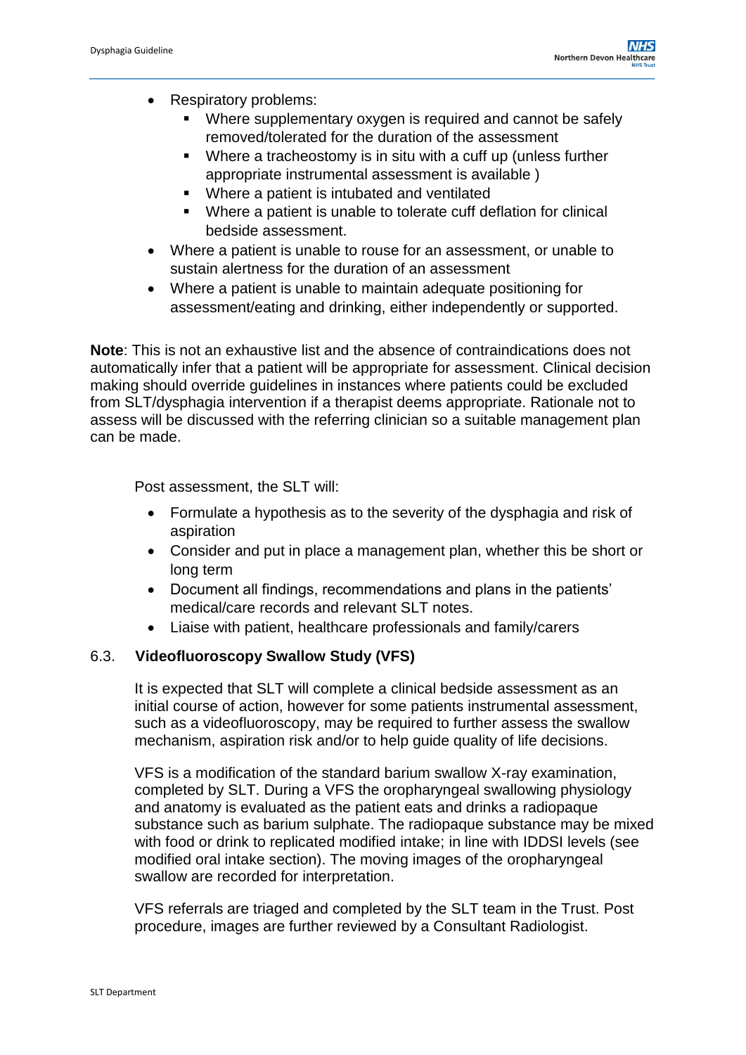- Respiratory problems:
    - Where supplementary oxygen is required and cannot be safely removed/tolerated for the duration of the assessment
    - Where a tracheostomy is in situ with a cuff up (unless further appropriate instrumental assessment is available )
    - Where a patient is intubated and ventilated
    - Where a patient is unable to tolerate cuff deflation for clinical bedside assessment.
- Where a patient is unable to rouse for an assessment, or unable to sustain alertness for the duration of an assessment
- Where a patient is unable to maintain adequate positioning for assessment/eating and drinking, either independently or supported.

**Note**: This is not an exhaustive list and the absence of contraindications does not automatically infer that a patient will be appropriate for assessment. Clinical decision making should override guidelines in instances where patients could be excluded from SLT/dysphagia intervention if a therapist deems appropriate. Rationale not to assess will be discussed with the referring clinician so a suitable management plan can be made.

Post assessment, the SLT will:

- Formulate a hypothesis as to the severity of the dysphagia and risk of aspiration
- Consider and put in place a management plan, whether this be short or long term
- Document all findings, recommendations and plans in the patients' medical/care records and relevant SLT notes.
- Liaise with patient, healthcare professionals and family/carers

### 6.3. Videofluoroscopy Swallow Study (VFS)

It is expected that SLT will complete a clinical bedside assessment as an initial course of action, however for some patients instrumental assessment, such as a videofluoroscopy, may be required to further assess the swallow mechanism, aspiration risk and/or to help guide quality of life decisions.

VFS is a modification of the standard barium swallow X-ray examination, completed by SLT. During a VFS the oropharyngeal swallowing physiology and anatomy is evaluated as the patient eats and drinks a radiopaque substance such as barium sulphate. The radiopaque substance may be mixed with food or drink to replicated modified intake; in line with IDDSI levels (see modified oral intake section). The moving images of the oropharyngeal swallow are recorded for interpretation.

VFS referrals are triaged and completed by the SLT team in the Trust. Post procedure, images are further reviewed by a Consultant Radiologist.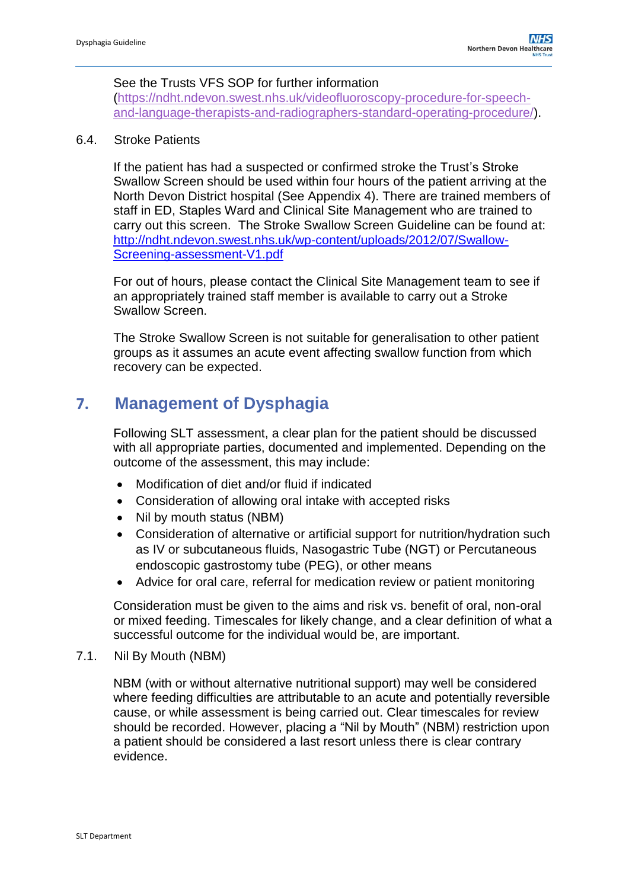See the Trusts VFS SOP for further information (https://ndht.ndevon.swest.nhs.uk/videofluoroscopy-procedure-for-speech-and-language-therapists-and-radiographers-standard-operating-procedure/).

### 6.4. Stroke Patients

If the patient has had a suspected or confirmed stroke the Trust's Stroke Swallow Screen should be used within four hours of the patient arriving at the North Devon District hospital (See Appendix 4). There are trained members of staff in ED, Staples Ward and Clinical Site Management who are trained to carry out this screen. The Stroke Swallow Screen Guideline can be found at: http://ndht.ndevon.swest.nhs.uk/wp-content/uploads/2012/07/Swallow-Screening-assessment-V1.pdf

For out of hours, please contact the Clinical Site Management team to see if an appropriately trained staff member is available to carry out a Stroke Swallow Screen.

The Stroke Swallow Screen is not suitable for generalisation to other patient groups as it assumes an acute event affecting swallow function from which recovery can be expected.

## 7. Management of Dysphagia

Following SLT assessment, a clear plan for the patient should be discussed with all appropriate parties, documented and implemented. Depending on the outcome of the assessment, this may include:

- Modification of diet and/or fluid if indicated
- Consideration of allowing oral intake with accepted risks
- Nil by mouth status (NBM)
- Consideration of alternative or artificial support for nutrition/hydration such as IV or subcutaneous fluids, Nasogastric Tube (NGT) or Percutaneous endoscopic gastrostomy tube (PEG), or other means
- Advice for oral care, referral for medication review or patient monitoring

Consideration must be given to the aims and risk vs. benefit of oral, non-oral or mixed feeding. Timescales for likely change, and a clear definition of what a successful outcome for the individual would be, are important.

### 7.1. Nil By Mouth (NBM)

NBM (with or without alternative nutritional support) may well be considered where feeding difficulties are attributable to an acute and potentially reversible cause, or while assessment is being carried out. Clear timescales for review should be recorded. However, placing a "Nil by Mouth" (NBM) restriction upon a patient should be considered a last resort unless there is clear contrary evidence.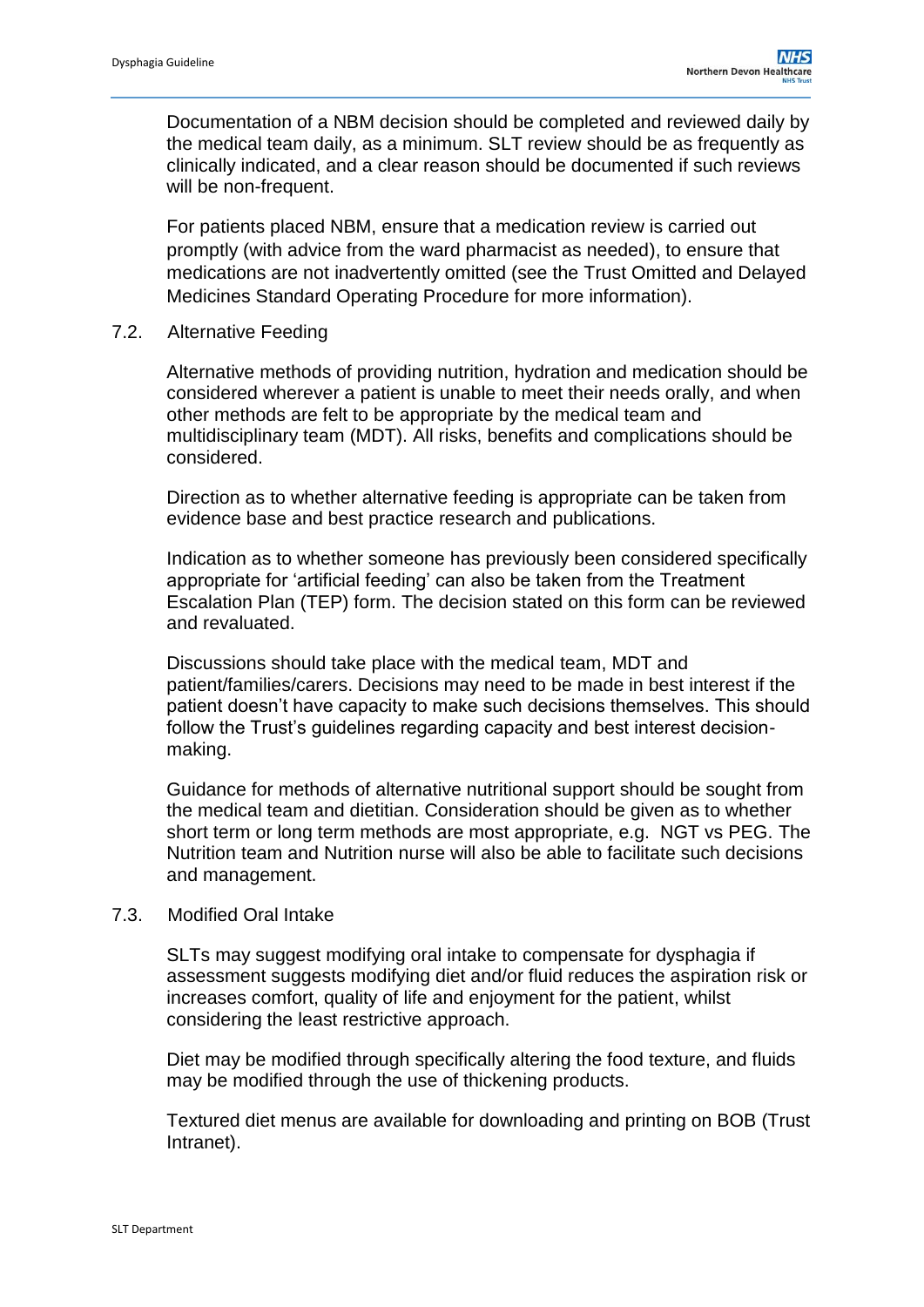Documentation of a NBM decision should be completed and reviewed daily by the medical team daily, as a minimum. SLT review should be as frequently as clinically indicated, and a clear reason should be documented if such reviews will be non-frequent.

For patients placed NBM, ensure that a medication review is carried out promptly (with advice from the ward pharmacist as needed), to ensure that medications are not inadvertently omitted (see the Trust Omitted and Delayed Medicines Standard Operating Procedure for more information).

## 7.2. Alternative Feeding

Alternative methods of providing nutrition, hydration and medication should be considered wherever a patient is unable to meet their needs orally, and when other methods are felt to be appropriate by the medical team and multidisciplinary team (MDT). All risks, benefits and complications should be considered.

Direction as to whether alternative feeding is appropriate can be taken from evidence base and best practice research and publications.

Indication as to whether someone has previously been considered specifically appropriate for 'artificial feeding' can also be taken from the Treatment Escalation Plan (TEP) form. The decision stated on this form can be reviewed and revaluated.

Discussions should take place with the medical team, MDT and patient/families/carers. Decisions may need to be made in best interest if the patient doesn't have capacity to make such decisions themselves. This should follow the Trust's guidelines regarding capacity and best interest decision-making.

Guidance for methods of alternative nutritional support should be sought from the medical team and dietitian. Consideration should be given as to whether short term or long term methods are most appropriate, e.g. NGT vs PEG. The Nutrition team and Nutrition nurse will also be able to facilitate such decisions and management.

## 7.3. Modified Oral Intake

SLTs may suggest modifying oral intake to compensate for dysphagia if assessment suggests modifying diet and/or fluid reduces the aspiration risk or increases comfort, quality of life and enjoyment for the patient, whilst considering the least restrictive approach.

Diet may be modified through specifically altering the food texture, and fluids may be modified through the use of thickening products.

Textured diet menus are available for downloading and printing on BOB (Trust Intranet).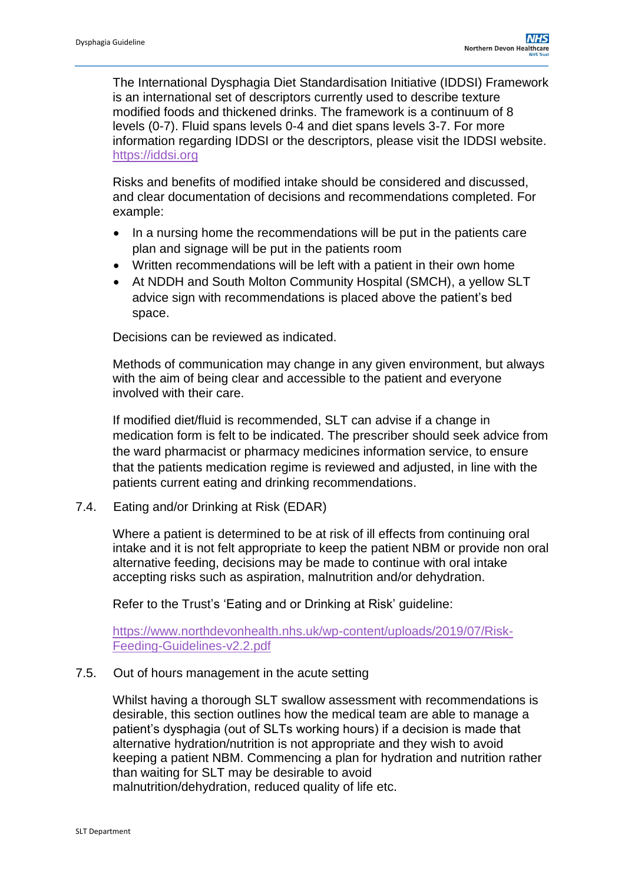The International Dysphagia Diet Standardisation Initiative (IDDSI) Framework is an international set of descriptors currently used to describe texture modified foods and thickened drinks. The framework is a continuum of 8 levels (0-7). Fluid spans levels 0-4 and diet spans levels 3-7. For more information regarding IDDSI or the descriptors, please visit the IDDSI website. https://iddsi.org

Risks and benefits of modified intake should be considered and discussed, and clear documentation of decisions and recommendations completed. For example:

- In a nursing home the recommendations will be put in the patients care plan and signage will be put in the patients room
- Written recommendations will be left with a patient in their own home
- At NDDH and South Molton Community Hospital (SMCH), a yellow SLT advice sign with recommendations is placed above the patient's bed space.

Decisions can be reviewed as indicated.

Methods of communication may change in any given environment, but always with the aim of being clear and accessible to the patient and everyone involved with their care.

If modified diet/fluid is recommended, SLT can advise if a change in medication form is felt to be indicated. The prescriber should seek advice from the ward pharmacist or pharmacy medicines information service, to ensure that the patients medication regime is reviewed and adjusted, in line with the patients current eating and drinking recommendations.

### 7.4. Eating and/or Drinking at Risk (EDAR)

Where a patient is determined to be at risk of ill effects from continuing oral intake and it is not felt appropriate to keep the patient NBM or provide non oral alternative feeding, decisions may be made to continue with oral intake accepting risks such as aspiration, malnutrition and/or dehydration.

Refer to the Trust's 'Eating and or Drinking at Risk' guideline:

https://www.northdevonhealth.nhs.uk/wp-content/uploads/2019/07/Risk-Feeding-Guidelines-v2.2.pdf

### 7.5. Out of hours management in the acute setting

Whilst having a thorough SLT swallow assessment with recommendations is desirable, this section outlines how the medical team are able to manage a patient's dysphagia (out of SLTs working hours) if a decision is made that alternative hydration/nutrition is not appropriate and they wish to avoid keeping a patient NBM. Commencing a plan for hydration and nutrition rather than waiting for SLT may be desirable to avoid malnutrition/dehydration, reduced quality of life etc.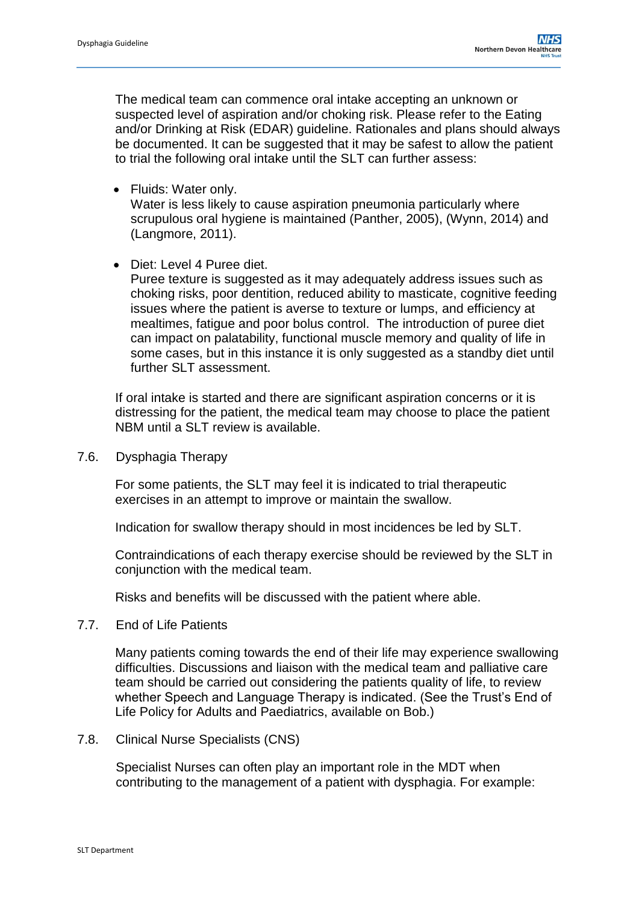The medical team can commence oral intake accepting an unknown or suspected level of aspiration and/or choking risk. Please refer to the Eating and/or Drinking at Risk (EDAR) guideline. Rationales and plans should always be documented. It can be suggested that it may be safest to allow the patient to trial the following oral intake until the SLT can further assess:

- Fluids: Water only.
  Water is less likely to cause aspiration pneumonia particularly where scrupulous oral hygiene is maintained (Panther, 2005), (Wynn, 2014) and (Langmore, 2011).

- Diet: Level 4 Puree diet.
  Puree texture is suggested as it may adequately address issues such as choking risks, poor dentition, reduced ability to masticate, cognitive feeding issues where the patient is averse to texture or lumps, and efficiency at mealtimes, fatigue and poor bolus control. The introduction of puree diet can impact on palatability, functional muscle memory and quality of life in some cases, but in this instance it is only suggested as a standby diet until further SLT assessment.

If oral intake is started and there are significant aspiration concerns or it is distressing for the patient, the medical team may choose to place the patient NBM until a SLT review is available.

## 7.6. Dysphagia Therapy

For some patients, the SLT may feel it is indicated to trial therapeutic exercises in an attempt to improve or maintain the swallow.

Indication for swallow therapy should in most incidences be led by SLT.

Contraindications of each therapy exercise should be reviewed by the SLT in conjunction with the medical team.

Risks and benefits will be discussed with the patient where able.

## 7.7. End of Life Patients

Many patients coming towards the end of their life may experience swallowing difficulties. Discussions and liaison with the medical team and palliative care team should be carried out considering the patients quality of life, to review whether Speech and Language Therapy is indicated. (See the Trust's End of Life Policy for Adults and Paediatrics, available on Bob.)

## 7.8. Clinical Nurse Specialists (CNS)

Specialist Nurses can often play an important role in the MDT when contributing to the management of a patient with dysphagia. For example: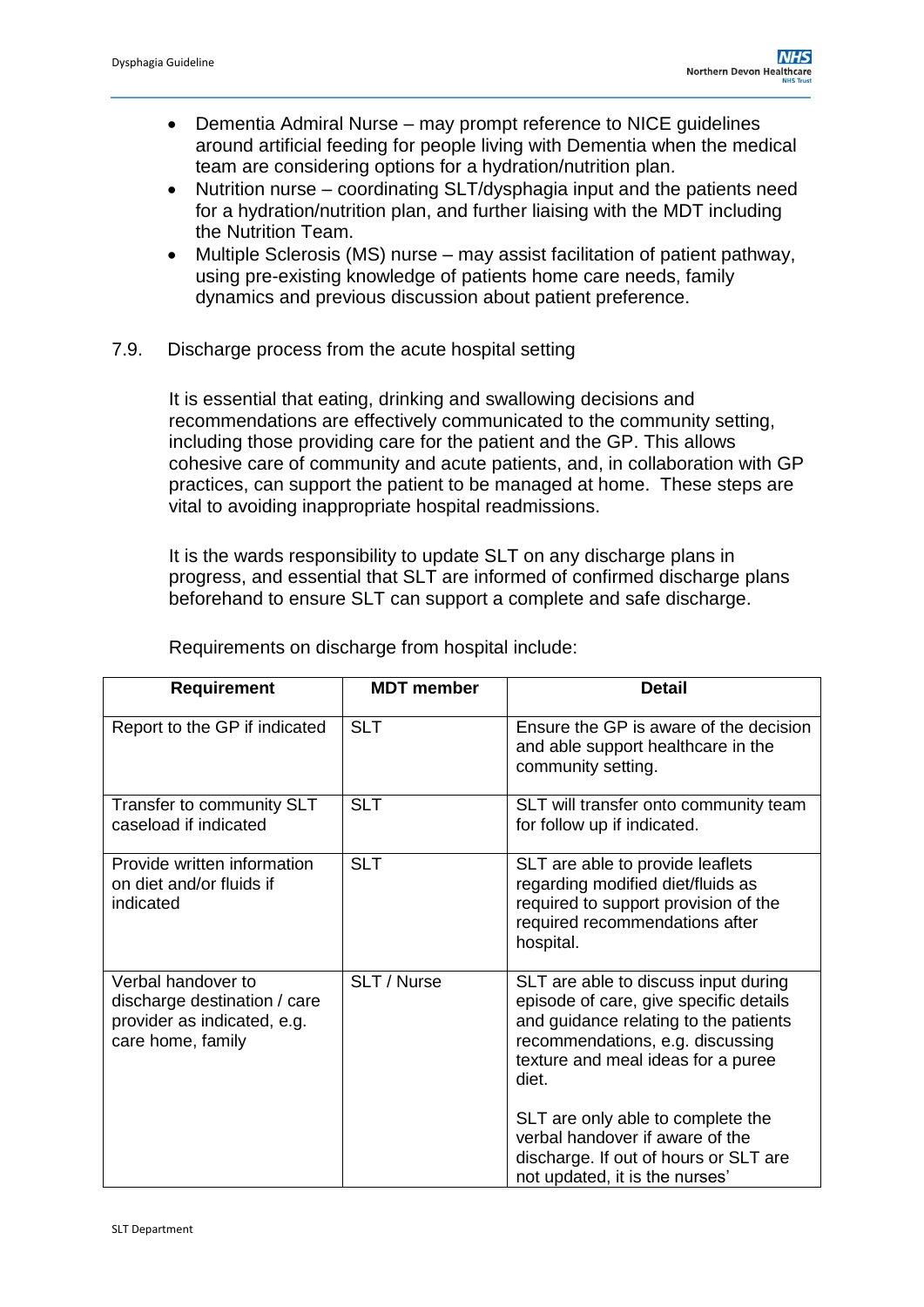- Dementia Admiral Nurse – may prompt reference to NICE guidelines around artificial feeding for people living with Dementia when the medical team are considering options for a hydration/nutrition plan.
- Nutrition nurse – coordinating SLT/dysphagia input and the patients need for a hydration/nutrition plan, and further liaising with the MDT including the Nutrition Team.
- Multiple Sclerosis (MS) nurse – may assist facilitation of patient pathway, using pre-existing knowledge of patients home care needs, family dynamics and previous discussion about patient preference.

## 7.9. Discharge process from the acute hospital setting

It is essential that eating, drinking and swallowing decisions and recommendations are effectively communicated to the community setting, including those providing care for the patient and the GP. This allows cohesive care of community and acute patients, and, in collaboration with GP practices, can support the patient to be managed at home. These steps are vital to avoiding inappropriate hospital readmissions.

It is the wards responsibility to update SLT on any discharge plans in progress, and essential that SLT are informed of confirmed discharge plans beforehand to ensure SLT can support a complete and safe discharge.

Requirements on discharge from hospital include:

| Requirement | MDT member | Detail |
|---|---|---|
| Report to the GP if indicated | SLT | Ensure the GP is aware of the decision and able support healthcare in the community setting. |
| Transfer to community SLT caseload if indicated | SLT | SLT will transfer onto community team for follow up if indicated. |
| Provide written information on diet and/or fluids if indicated | SLT | SLT are able to provide leaflets regarding modified diet/fluids as required to support provision of the required recommendations after hospital. |
| Verbal handover to discharge destination / care provider as indicated, e.g. care home, family | SLT / Nurse | SLT are able to discuss input during episode of care, give specific details and guidance relating to the patients recommendations, e.g. discussing texture and meal ideas for a puree diet.<br><br>SLT are only able to complete the verbal handover if aware of the discharge. If out of hours or SLT are not updated, it is the nurses' |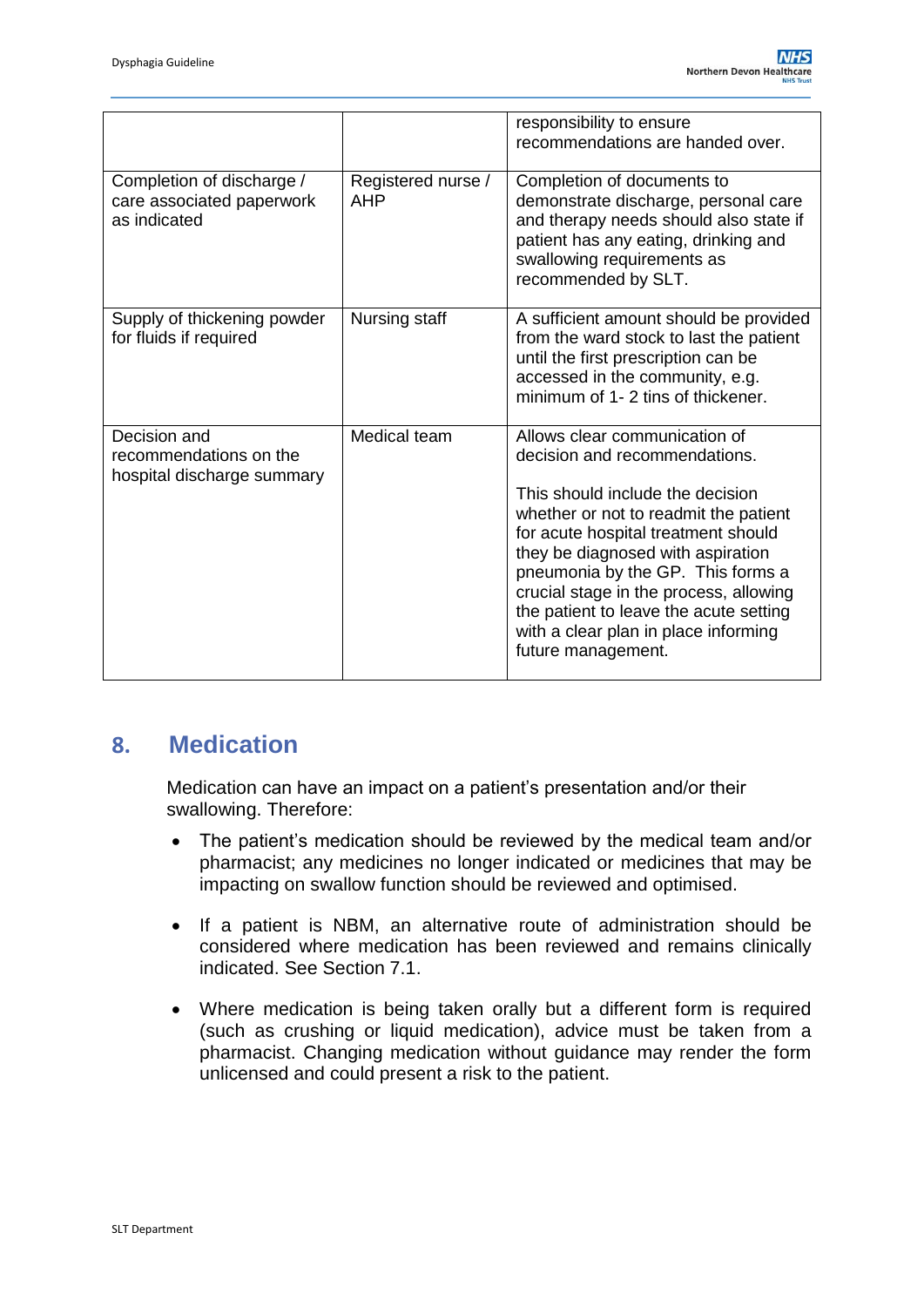| | | |
|---|---|---|
| | | responsibility to ensure recommendations are handed over. |
| Completion of discharge / care associated paperwork as indicated | Registered nurse / AHP | Completion of documents to demonstrate discharge, personal care and therapy needs should also state if patient has any eating, drinking and swallowing requirements as recommended by SLT. |
| Supply of thickening powder for fluids if required | Nursing staff | A sufficient amount should be provided from the ward stock to last the patient until the first prescription can be accessed in the community, e.g. minimum of 1- 2 tins of thickener. |
| Decision and recommendations on the hospital discharge summary | Medical team | Allows clear communication of decision and recommendations.<br><br>This should include the decision whether or not to readmit the patient for acute hospital treatment should they be diagnosed with aspiration pneumonia by the GP. This forms a crucial stage in the process, allowing the patient to leave the acute setting with a clear plan in place informing future management. |

## 8. Medication

Medication can have an impact on a patient's presentation and/or their swallowing. Therefore:

- The patient's medication should be reviewed by the medical team and/or pharmacist; any medicines no longer indicated or medicines that may be impacting on swallow function should be reviewed and optimised.
- If a patient is NBM, an alternative route of administration should be considered where medication has been reviewed and remains clinically indicated. See Section 7.1.
- Where medication is being taken orally but a different form is required (such as crushing or liquid medication), advice must be taken from a pharmacist. Changing medication without guidance may render the form unlicensed and could present a risk to the patient.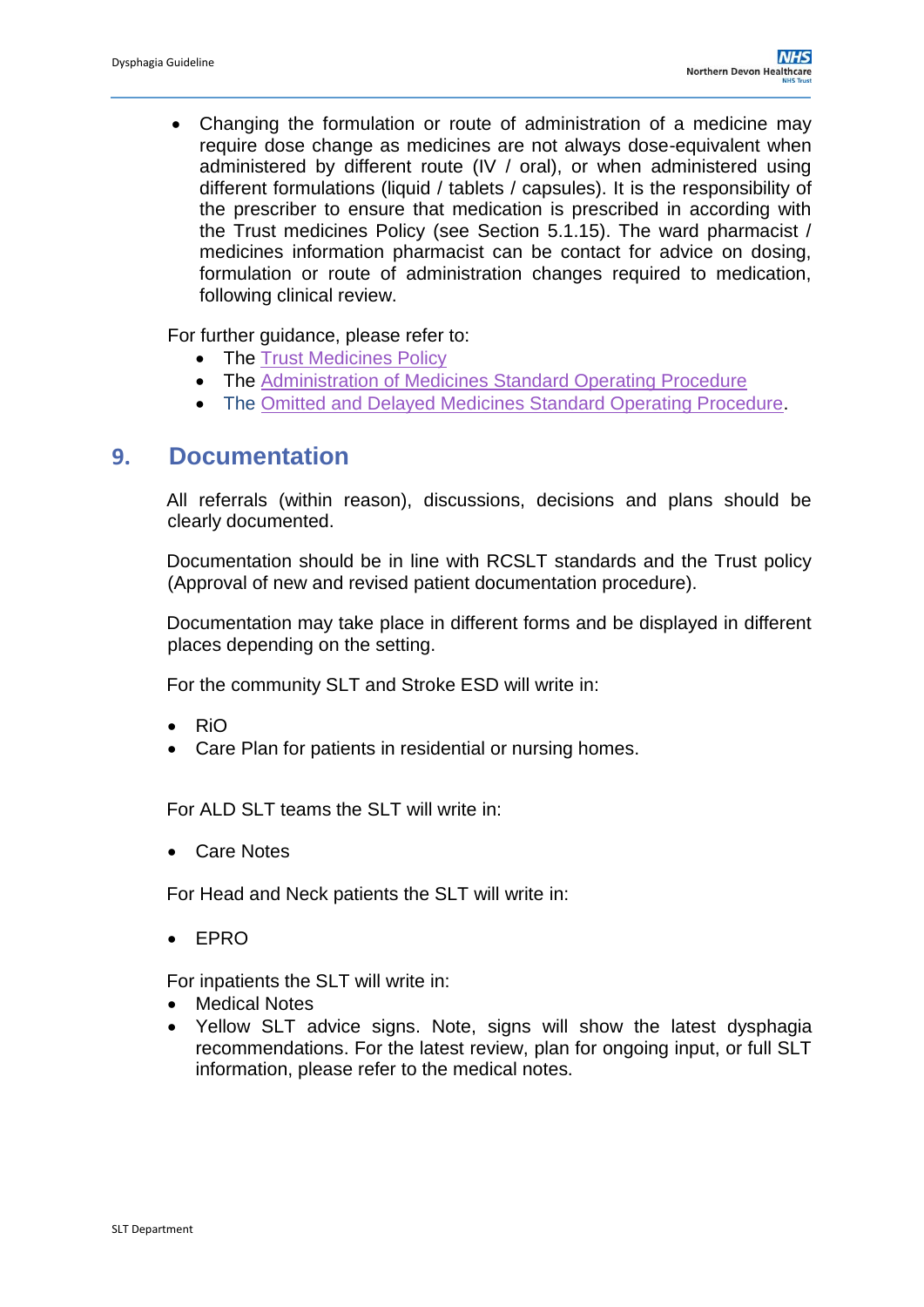- Changing the formulation or route of administration of a medicine may require dose change as medicines are not always dose-equivalent when administered by different route (IV / oral), or when administered using different formulations (liquid / tablets / capsules). It is the responsibility of the prescriber to ensure that medication is prescribed in according with the Trust medicines Policy (see Section 5.1.15). The ward pharmacist / medicines information pharmacist can be contact for advice on dosing, formulation or route of administration changes required to medication, following clinical review.

For further guidance, please refer to:

- The Trust Medicines Policy
- The Administration of Medicines Standard Operating Procedure
- The Omitted and Delayed Medicines Standard Operating Procedure.

## 9. Documentation

All referrals (within reason), discussions, decisions and plans should be clearly documented.

Documentation should be in line with RCSLT standards and the Trust policy (Approval of new and revised patient documentation procedure).

Documentation may take place in different forms and be displayed in different places depending on the setting.

For the community SLT and Stroke ESD will write in:

- RiO
- Care Plan for patients in residential or nursing homes.

For ALD SLT teams the SLT will write in:

- Care Notes

For Head and Neck patients the SLT will write in:

- EPRO

For inpatients the SLT will write in:

- Medical Notes
- Yellow SLT advice signs. Note, signs will show the latest dysphagia recommendations. For the latest review, plan for ongoing input, or full SLT information, please refer to the medical notes.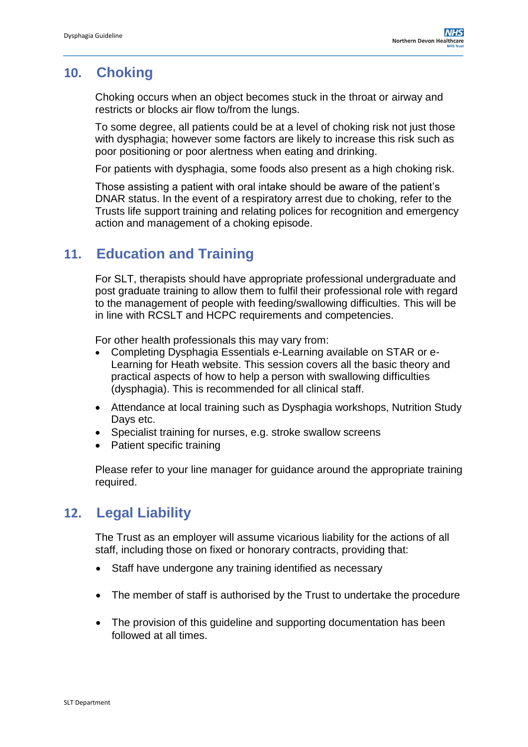## 10. Choking

Choking occurs when an object becomes stuck in the throat or airway and restricts or blocks air flow to/from the lungs.

To some degree, all patients could be at a level of choking risk not just those with dysphagia; however some factors are likely to increase this risk such as poor positioning or poor alertness when eating and drinking.

For patients with dysphagia, some foods also present as a high choking risk.

Those assisting a patient with oral intake should be aware of the patient's DNAR status. In the event of a respiratory arrest due to choking, refer to the Trusts life support training and relating polices for recognition and emergency action and management of a choking episode.

## 11. Education and Training

For SLT, therapists should have appropriate professional undergraduate and post graduate training to allow them to fulfil their professional role with regard to the management of people with feeding/swallowing difficulties. This will be in line with RCSLT and HCPC requirements and competencies.

For other health professionals this may vary from:

- Completing Dysphagia Essentials e-Learning available on STAR or e-Learning for Heath website. This session covers all the basic theory and practical aspects of how to help a person with swallowing difficulties (dysphagia). This is recommended for all clinical staff.
- Attendance at local training such as Dysphagia workshops, Nutrition Study Days etc.
- Specialist training for nurses, e.g. stroke swallow screens
- Patient specific training

Please refer to your line manager for guidance around the appropriate training required.

## 12. Legal Liability

The Trust as an employer will assume vicarious liability for the actions of all staff, including those on fixed or honorary contracts, providing that:

- Staff have undergone any training identified as necessary
- The member of staff is authorised by the Trust to undertake the procedure
- The provision of this guideline and supporting documentation has been followed at all times.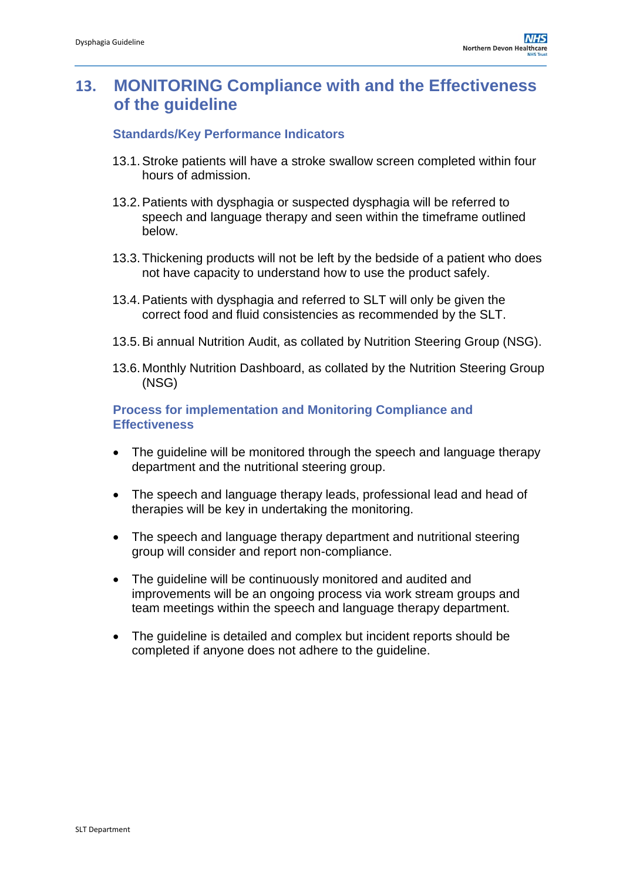## 13. MONITORING Compliance with and the Effectiveness of the guideline

### Standards/Key Performance Indicators

13.1. Stroke patients will have a stroke swallow screen completed within four hours of admission.

13.2. Patients with dysphagia or suspected dysphagia will be referred to speech and language therapy and seen within the timeframe outlined below.

13.3. Thickening products will not be left by the bedside of a patient who does not have capacity to understand how to use the product safely.

13.4. Patients with dysphagia and referred to SLT will only be given the correct food and fluid consistencies as recommended by the SLT.

13.5. Bi annual Nutrition Audit, as collated by Nutrition Steering Group (NSG).

13.6. Monthly Nutrition Dashboard, as collated by the Nutrition Steering Group (NSG)

### Process for implementation and Monitoring Compliance and Effectiveness

- The guideline will be monitored through the speech and language therapy department and the nutritional steering group.
- The speech and language therapy leads, professional lead and head of therapies will be key in undertaking the monitoring.
- The speech and language therapy department and nutritional steering group will consider and report non-compliance.
- The guideline will be continuously monitored and audited and improvements will be an ongoing process via work stream groups and team meetings within the speech and language therapy department.
- The guideline is detailed and complex but incident reports should be completed if anyone does not adhere to the guideline.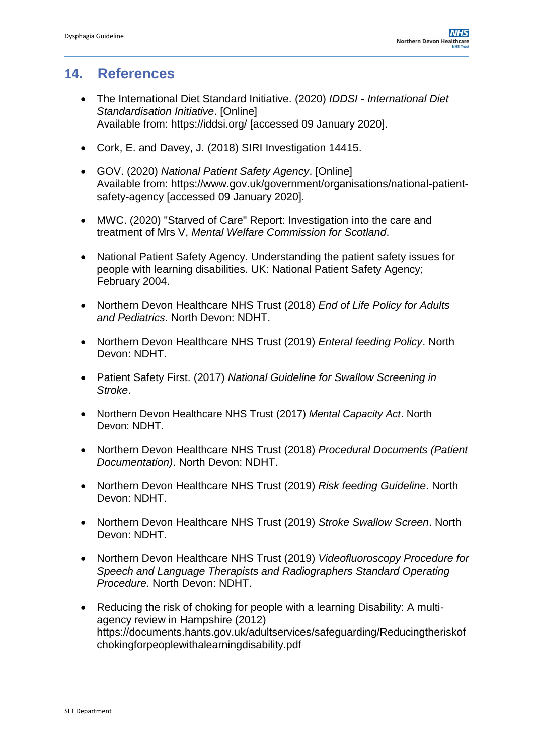## 14. References

- The International Diet Standard Initiative. (2020) *IDDSI - International Diet Standardisation Initiative*. [Online]
  Available from: https://iddsi.org/ [accessed 09 January 2020].

- Cork, E. and Davey, J. (2018) SIRI Investigation 14415.

- GOV. (2020) *National Patient Safety Agency*. [Online]
  Available from: https://www.gov.uk/government/organisations/national-patient-safety-agency [accessed 09 January 2020].

- MWC. (2020) "Starved of Care" Report: Investigation into the care and treatment of Mrs V, *Mental Welfare Commission for Scotland*.

- National Patient Safety Agency. Understanding the patient safety issues for people with learning disabilities. UK: National Patient Safety Agency; February 2004.

- Northern Devon Healthcare NHS Trust (2018) *End of Life Policy for Adults and Pediatrics*. North Devon: NDHT.

- Northern Devon Healthcare NHS Trust (2019) *Enteral feeding Policy*. North Devon: NDHT.

- Patient Safety First. (2017) *National Guideline for Swallow Screening in Stroke*.

- Northern Devon Healthcare NHS Trust (2017) *Mental Capacity Act*. North Devon: NDHT.

- Northern Devon Healthcare NHS Trust (2018) *Procedural Documents (Patient Documentation)*. North Devon: NDHT.

- Northern Devon Healthcare NHS Trust (2019) *Risk feeding Guideline*. North Devon: NDHT.

- Northern Devon Healthcare NHS Trust (2019) *Stroke Swallow Screen*. North Devon: NDHT.

- Northern Devon Healthcare NHS Trust (2019) *Videofluoroscopy Procedure for Speech and Language Therapists and Radiographers Standard Operating Procedure*. North Devon: NDHT.

- Reducing the risk of choking for people with a learning Disability: A multi-agency review in Hampshire (2012)
  https://documents.hants.gov.uk/adultservices/safeguarding/Reducingtheriskofchokingforpeoplewithalearningdisability.pdf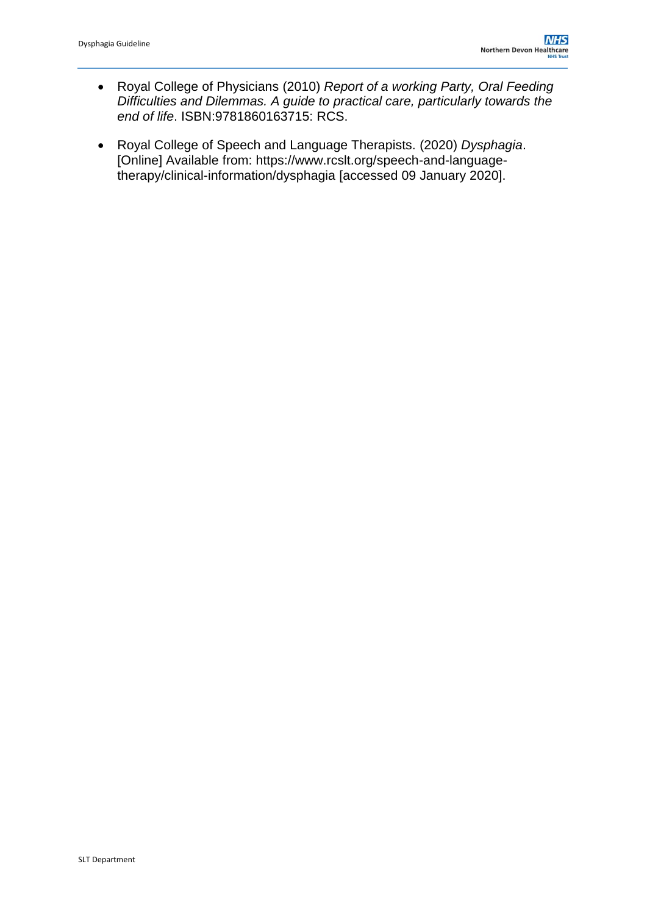- Royal College of Physicians (2010) *Report of a working Party, Oral Feeding Difficulties and Dilemmas. A guide to practical care, particularly towards the end of life*. ISBN:9781860163715: RCS.

- Royal College of Speech and Language Therapists. (2020) *Dysphagia*. [Online] Available from: https://www.rcslt.org/speech-and-language-therapy/clinical-information/dysphagia [accessed 09 January 2020].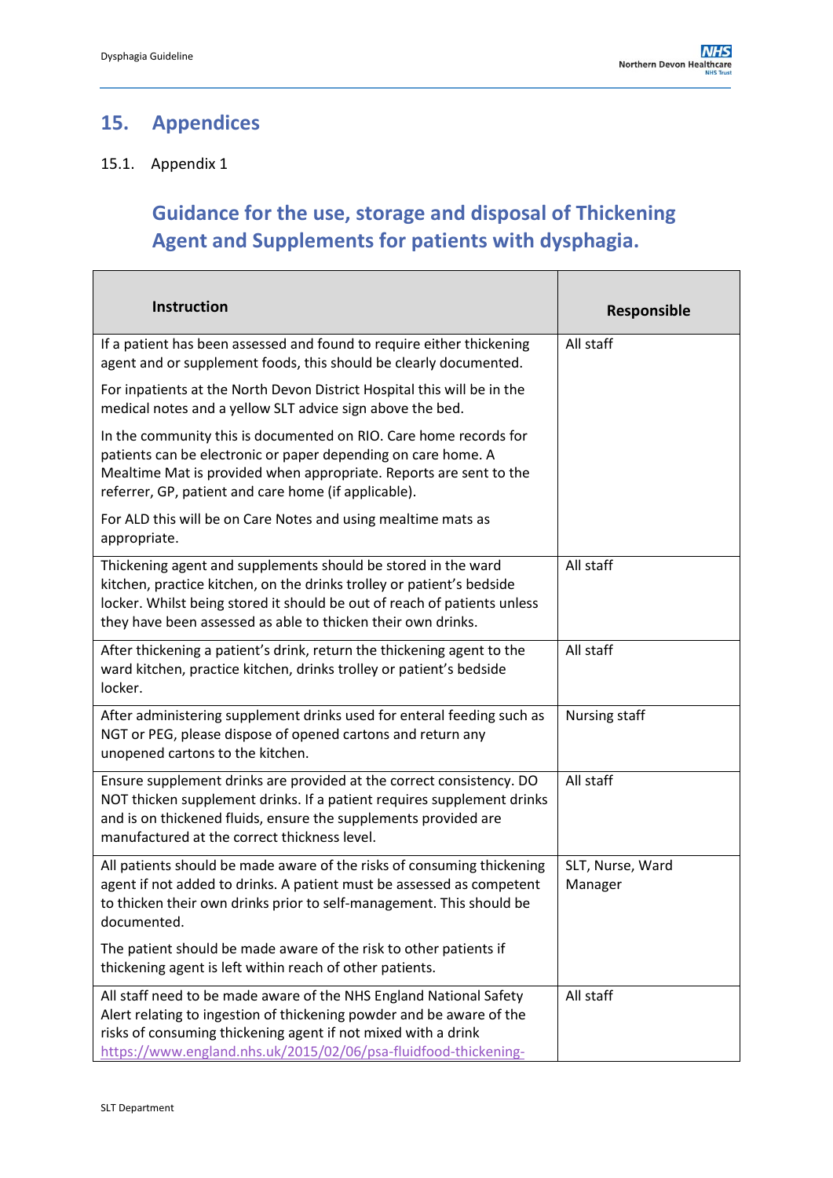## 15. Appendices

### 15.1. Appendix 1

## Guidance for the use, storage and disposal of Thickening Agent and Supplements for patients with dysphagia.

| Instruction | Responsible |
|---|---|
| If a patient has been assessed and found to require either thickening agent and or supplement foods, this should be clearly documented.<br><br>For inpatients at the North Devon District Hospital this will be in the medical notes and a yellow SLT advice sign above the bed.<br><br>In the community this is documented on RIO. Care home records for patients can be electronic or paper depending on care home. A Mealtime Mat is provided when appropriate. Reports are sent to the referrer, GP, patient and care home (if applicable).<br><br>For ALD this will be on Care Notes and using mealtime mats as appropriate. | All staff |
| Thickening agent and supplements should be stored in the ward kitchen, practice kitchen, on the drinks trolley or patient's bedside locker. Whilst being stored it should be out of reach of patients unless they have been assessed as able to thicken their own drinks. | All staff |
| After thickening a patient's drink, return the thickening agent to the ward kitchen, practice kitchen, drinks trolley or patient's bedside locker. | All staff |
| After administering supplement drinks used for enteral feeding such as NGT or PEG, please dispose of opened cartons and return any unopened cartons to the kitchen. | Nursing staff |
| Ensure supplement drinks are provided at the correct consistency. DO NOT thicken supplement drinks. If a patient requires supplement drinks and is on thickened fluids, ensure the supplements provided are manufactured at the correct thickness level. | All staff |
| All patients should be made aware of the risks of consuming thickening agent if not added to drinks. A patient must be assessed as competent to thicken their own drinks prior to self-management. This should be documented.<br><br>The patient should be made aware of the risk to other patients if thickening agent is left within reach of other patients. | SLT, Nurse, Ward Manager |
| All staff need to be made aware of the NHS England National Safety Alert relating to ingestion of thickening powder and be aware of the risks of consuming thickening agent if not mixed with a drink https://www.england.nhs.uk/2015/02/06/psa-fluidfood-thickening- | All staff |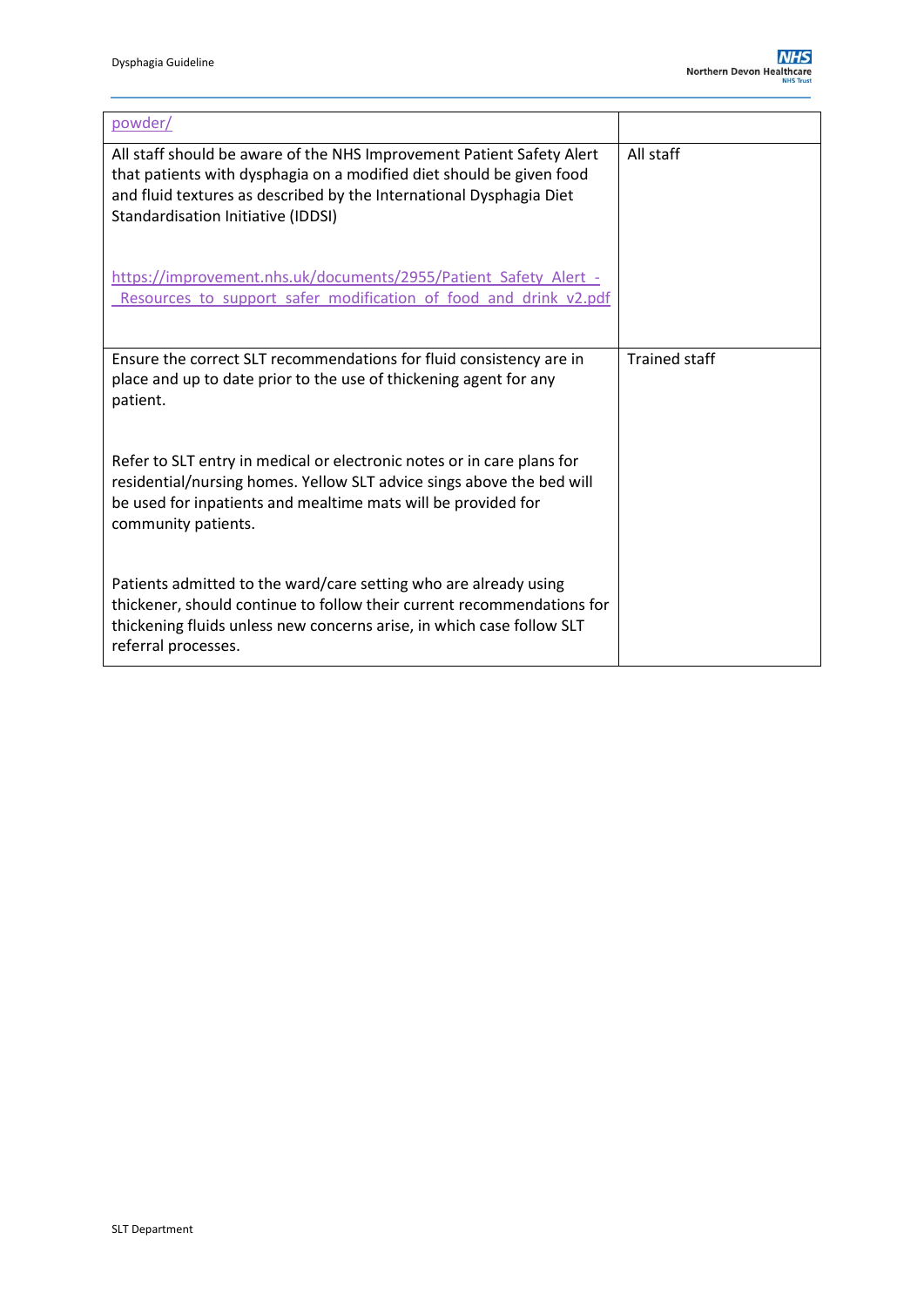| | |
|---|---|
| powder/ | |
| All staff should be aware of the NHS Improvement Patient Safety Alert that patients with dysphagia on a modified diet should be given food and fluid textures as described by the International Dysphagia Diet Standardisation Initiative (IDDSI)<br><br>https://improvement.nhs.uk/documents/2955/Patient_Safety_Alert_-_Resources_to_support_safer_modification_of_food_and_drink_v2.pdf | All staff |
| Ensure the correct SLT recommendations for fluid consistency are in place and up to date prior to the use of thickening agent for any patient.<br><br>Refer to SLT entry in medical or electronic notes or in care plans for residential/nursing homes. Yellow SLT advice sings above the bed will be used for inpatients and mealtime mats will be provided for community patients.<br><br>Patients admitted to the ward/care setting who are already using thickener, should continue to follow their current recommendations for thickening fluids unless new concerns arise, in which case follow SLT referral processes. | Trained staff |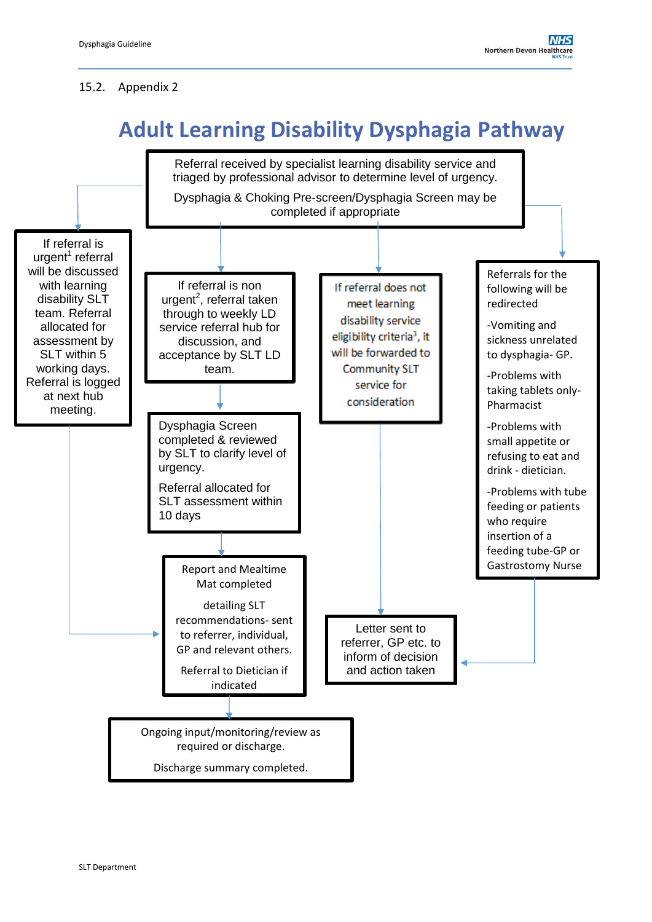## 15.2. Appendix 2

# Adult Learning Disability Dysphagia Pathway

Referral received by specialist learning disability service and triaged by professional advisor to determine level of urgency.

Dysphagia & Choking Pre-screen/Dysphagia Screen may be completed if appropriate

If referral is urgent[1] referral will be discussed with learning disability SLT team. Referral allocated for assessment by SLT within 5 working days. Referral is logged at next hub meeting.

If referral is non urgent[2], referral taken through to weekly LD service referral hub for discussion, and acceptance by SLT LD team.

Dysphagia Screen completed & reviewed by SLT to clarify level of urgency.

Referral allocated for SLT assessment within 10 days

Report and Mealtime Mat completed

detailing SLT recommendations- sent to referrer, individual, GP and relevant others.

Referral to Dietician if indicated

Ongoing input/monitoring/review as required or discharge.

Discharge summary completed.

If referral does not meet learning disability service eligibility criteria[3], it will be forwarded to Community SLT service for consideration

Letter sent to referrer, GP etc. to inform of decision and action taken

Referrals for the following will be redirected

-Vomiting and sickness unrelated to dysphagia- GP.

-Problems with taking tablets only- Pharmacist

-Problems with small appetite or refusing to eat and drink - dietician.

-Problems with tube feeding or patients who require insertion of a feeding tube-GP or Gastrostomy Nurse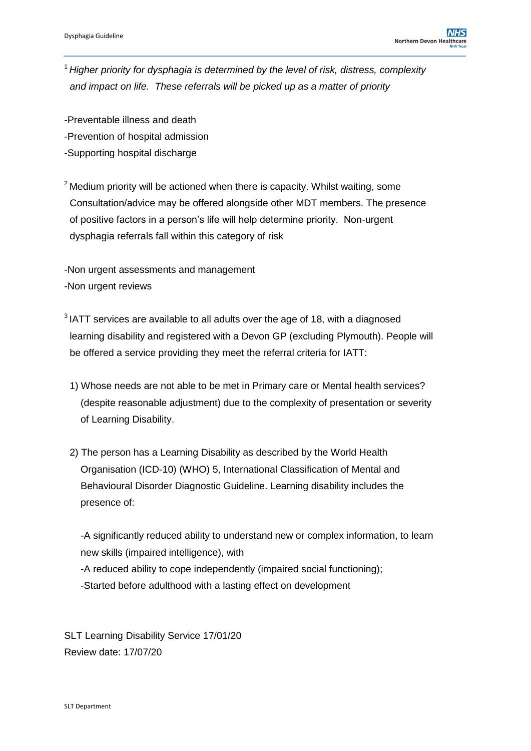[1] *Higher priority for dysphagia is determined by the level of risk, distress, complexity and impact on life. These referrals will be picked up as a matter of priority*

-Preventable illness and death
-Prevention of hospital admission
-Supporting hospital discharge

[2] Medium priority will be actioned when there is capacity. Whilst waiting, some Consultation/advice may be offered alongside other MDT members. The presence of positive factors in a person's life will help determine priority. Non-urgent dysphagia referrals fall within this category of risk

-Non urgent assessments and management
-Non urgent reviews

[3] IATT services are available to all adults over the age of 18, with a diagnosed learning disability and registered with a Devon GP (excluding Plymouth). People will be offered a service providing they meet the referral criteria for IATT:

1) Whose needs are not able to be met in Primary care or Mental health services? (despite reasonable adjustment) due to the complexity of presentation or severity of Learning Disability.

2) The person has a Learning Disability as described by the World Health Organisation (ICD-10) (WHO) 5, International Classification of Mental and Behavioural Disorder Diagnostic Guideline. Learning disability includes the presence of:

   -A significantly reduced ability to understand new or complex information, to learn new skills (impaired intelligence), with
   -A reduced ability to cope independently (impaired social functioning);
   -Started before adulthood with a lasting effect on development

SLT Learning Disability Service 17/01/20
Review date: 17/07/20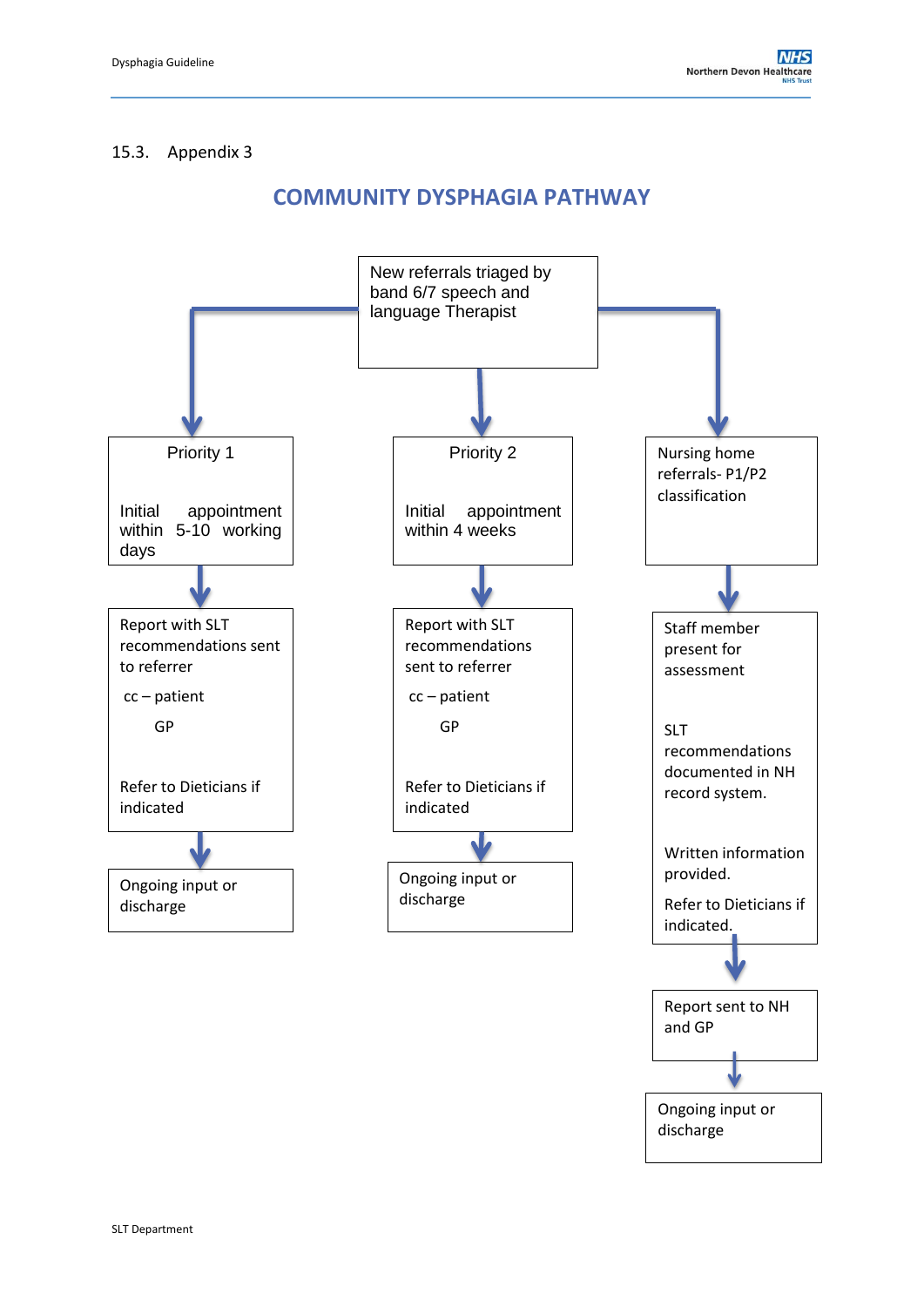15.3. Appendix 3

## COMMUNITY DYSPHAGIA PATHWAY

New referrals triaged by band 6/7 speech and language Therapist

**Priority 1**

Initial appointment within 5-10 working days

↓

Report with SLT recommendations sent to referrer

cc – patient

GP

Refer to Dieticians if indicated

↓

Ongoing input or discharge

**Priority 2**

Initial appointment within 4 weeks

↓

Report with SLT recommendations sent to referrer

cc – patient

GP

Refer to Dieticians if indicated

↓

Ongoing input or discharge

**Nursing home referrals- P1/P2 classification**

↓

Staff member present for assessment

SLT recommendations documented in NH record system.

Written information provided.

Refer to Dieticians if indicated.

↓

Report sent to NH and GP

↓

Ongoing input or discharge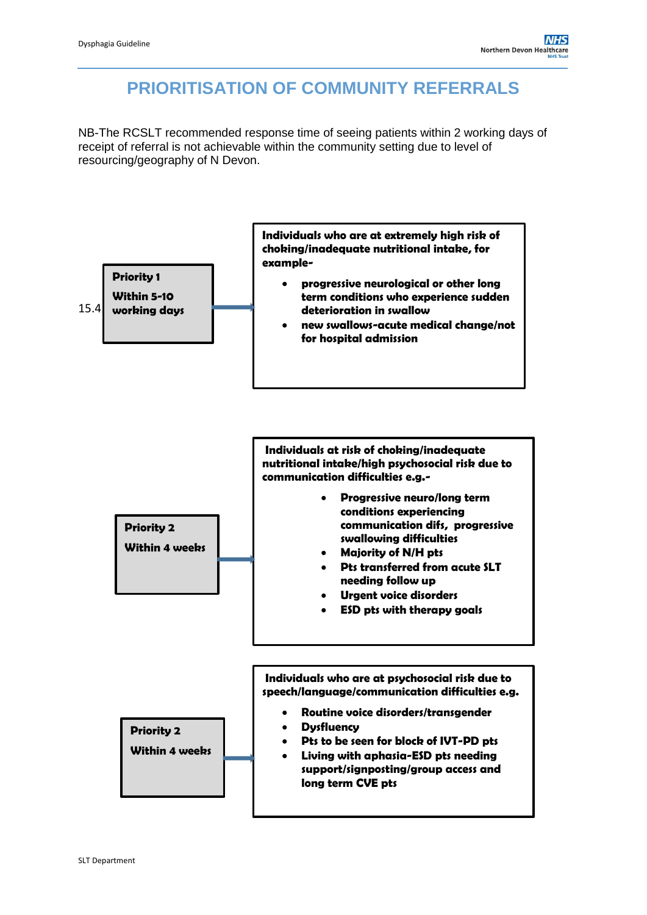# PRIORITISATION OF COMMUNITY REFERRALS

NB-The RCSLT recommended response time of seeing patients within 2 working days of receipt of referral is not achievable within the community setting due to level of resourcing/geography of N Devon.

15.4

**Priority 1**

**Within 5-10 working days**

→

**Individuals who are at extremely high risk of choking/inadequate nutritional intake, for example-**

- **progressive neurological or other long term conditions who experience sudden deterioration in swallow**
- **new swallows-acute medical change/not for hospital admission**

**Priority 2**

**Within 4 weeks**

→

**Individuals at risk of choking/inadequate nutritional intake/high psychosocial risk due to communication difficulties e.g.-**

- **Progressive neuro/long term conditions experiencing communication difs, progressive swallowing difficulties**
- **Majority of N/H pts**
- **Pts transferred from acute SLT needing follow up**
- **Urgent voice disorders**
- **ESD pts with therapy goals**

**Priority 2**

**Within 4 weeks**

→

**Individuals who are at psychosocial risk due to speech/language/communication difficulties e.g.**

- **Routine voice disorders/transgender**
- **Dysfluency**
- **Pts to be seen for block of IVT-PD pts**
- **Living with aphasia-ESD pts needing support/signposting/group access and long term CVE pts**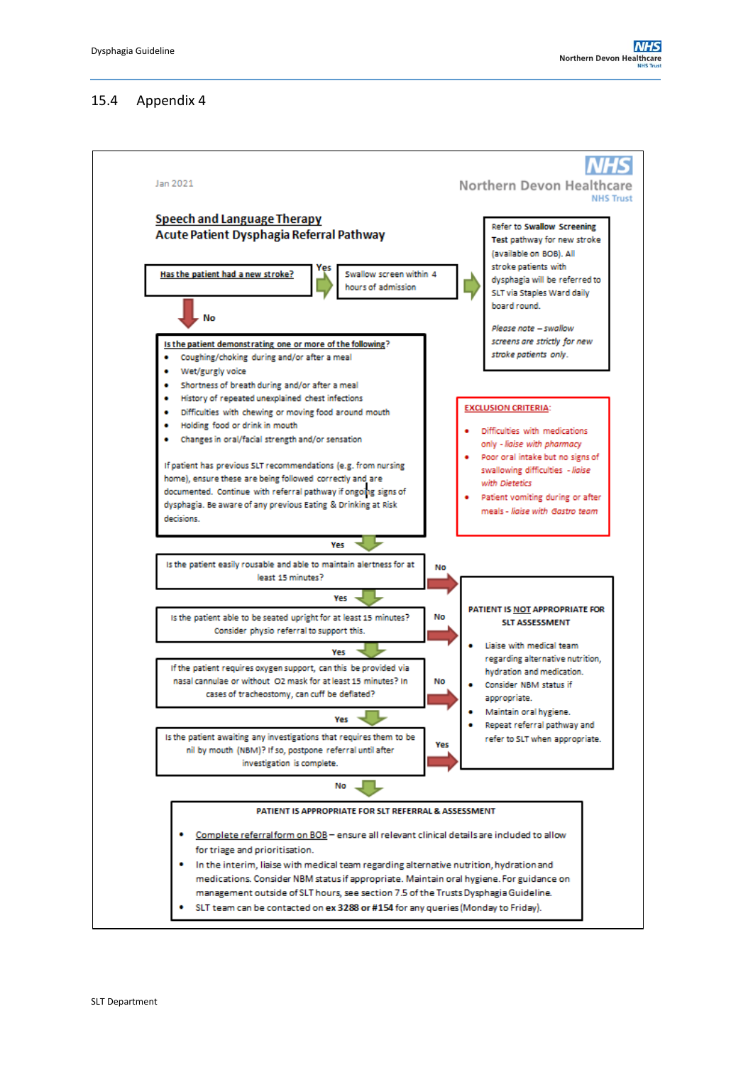## 15.4 Appendix 4

Jan 2021

Northern Devon Healthcare NHS Trust

**Speech and Language Therapy**
**Acute Patient Dysphagia Referral Pathway**

**Has the patient had a new stroke?**

- **Yes** → Swallow screen within 4 hours of admission → Refer to **Swallow Screening Test** pathway for new stroke (available on BOB). All stroke patients with dysphagia will be referred to SLT via Staples Ward daily board round.

  *Please note – swallow screens are strictly for new stroke patients only.*

- **No** ↓

**Is the patient demonstrating one or more of the following?**

- Coughing/choking during and/or after a meal
- Wet/gurgly voice
- Shortness of breath during and/or after a meal
- History of repeated unexplained chest infections
- Difficulties with chewing or moving food around mouth
- Holding food or drink in mouth
- Changes in oral/facial strength and/or sensation

If patient has previous SLT recommendations (e.g. from nursing home), ensure these are being followed correctly and are documented. Continue with referral pathway if ongoing signs of dysphagia. Be aware of any previous Eating & Drinking at Risk decisions.

**EXCLUSION CRITERIA:**

- Difficulties with medications only - *liaise with pharmacy*
- Poor oral intake but no signs of swallowing difficulties - *liaise with Dietetics*
- Patient vomiting during or after meals - *liaise with Gastro team*

**Yes** ↓

Is the patient easily rousable and able to maintain alertness for at least 15 minutes? (**No** → Patient is NOT appropriate for SLT assessment)

**Yes** ↓

Is the patient able to be seated upright for at least 15 minutes? Consider physio referral to support this. (**No** → Patient is NOT appropriate for SLT assessment)

**Yes** ↓

If the patient requires oxygen support, can this be provided via nasal cannulae or without O2 mask for at least 15 minutes? In cases of tracheostomy, can cuff be deflated? (**No** → Patient is NOT appropriate for SLT assessment)

**Yes** ↓

Is the patient awaiting any investigations that requires them to be nil by mouth (NBM)? If so, postpone referral until after investigation is complete. (**Yes** → Patient is NOT appropriate for SLT assessment)

**PATIENT IS NOT APPROPRIATE FOR SLT ASSESSMENT**

- Liaise with medical team regarding alternative nutrition, hydration and medication.
- Consider NBM status if appropriate.
- Maintain oral hygiene.
- Repeat referral pathway and refer to SLT when appropriate.

**No** ↓

**PATIENT IS APPROPRIATE FOR SLT REFERRAL & ASSESSMENT**

- Complete referral form on BOB – ensure all relevant clinical details are included to allow for triage and prioritisation.
- In the interim, liaise with medical team regarding alternative nutrition, hydration and medications. Consider NBM status if appropriate. Maintain oral hygiene. For guidance on management outside of SLT hours, see section 7.5 of the Trusts Dysphagia Guideline.
- SLT team can be contacted on **ex 3288 or #154** for any queries (Monday to Friday).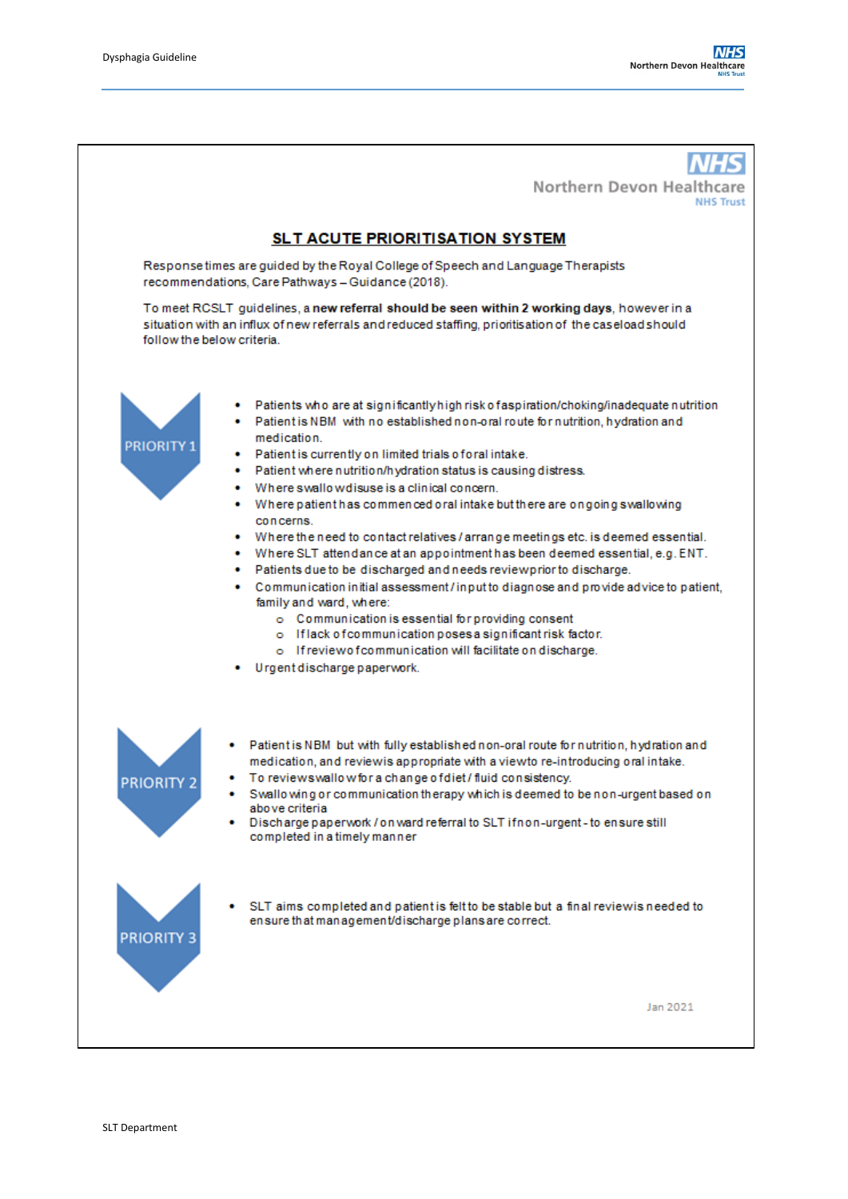NHS
Northern Devon Healthcare
NHS Trust

## SLT ACUTE PRIORITISATION SYSTEM

Response times are guided by the Royal College of Speech and Language Therapists recommendations, Care Pathways – Guidance (2018).

To meet RCSLT guidelines, a **new referral should be seen within 2 working days**, however in a situation with an influx of new referrals and reduced staffing, prioritisation of the caseload should follow the below criteria.

### PRIORITY 1

- Patients who are at significantly high risk of aspiration/choking/inadequate nutrition
- Patient is NBM with no established non-oral route for nutrition, hydration and medication.
- Patient is currently on limited trials of oral intake.
- Patient where nutrition/hydration status is causing distress.
- Where swallow disuse is a clinical concern.
- Where patient has commenced oral intake but there are ongoing swallowing concerns.
- Where the need to contact relatives / arrange meetings etc. is deemed essential.
- Where SLT attendance at an appointment has been deemed essential, e.g. ENT.
- Patients due to be discharged and needs review prior to discharge.
- Communication initial assessment / input to diagnose and provide advice to patient, family and ward, where:
  - Communication is essential for providing consent
  - If lack of communication poses a significant risk factor.
  - If review of communication will facilitate on discharge.
- Urgent discharge paperwork.

### PRIORITY 2

- Patient is NBM but with fully established non-oral route for nutrition, hydration and medication, and review is appropriate with a view to re-introducing oral intake.
- To review swallow for a change of diet / fluid consistency.
- Swallowing or communication therapy which is deemed to be non-urgent based on above criteria
- Discharge paperwork / onward referral to SLT if non-urgent - to ensure still completed in a timely manner

### PRIORITY 3

- SLT aims completed and patient is felt to be stable but a final review is needed to ensure that management/discharge plans are correct.

Jan 2021